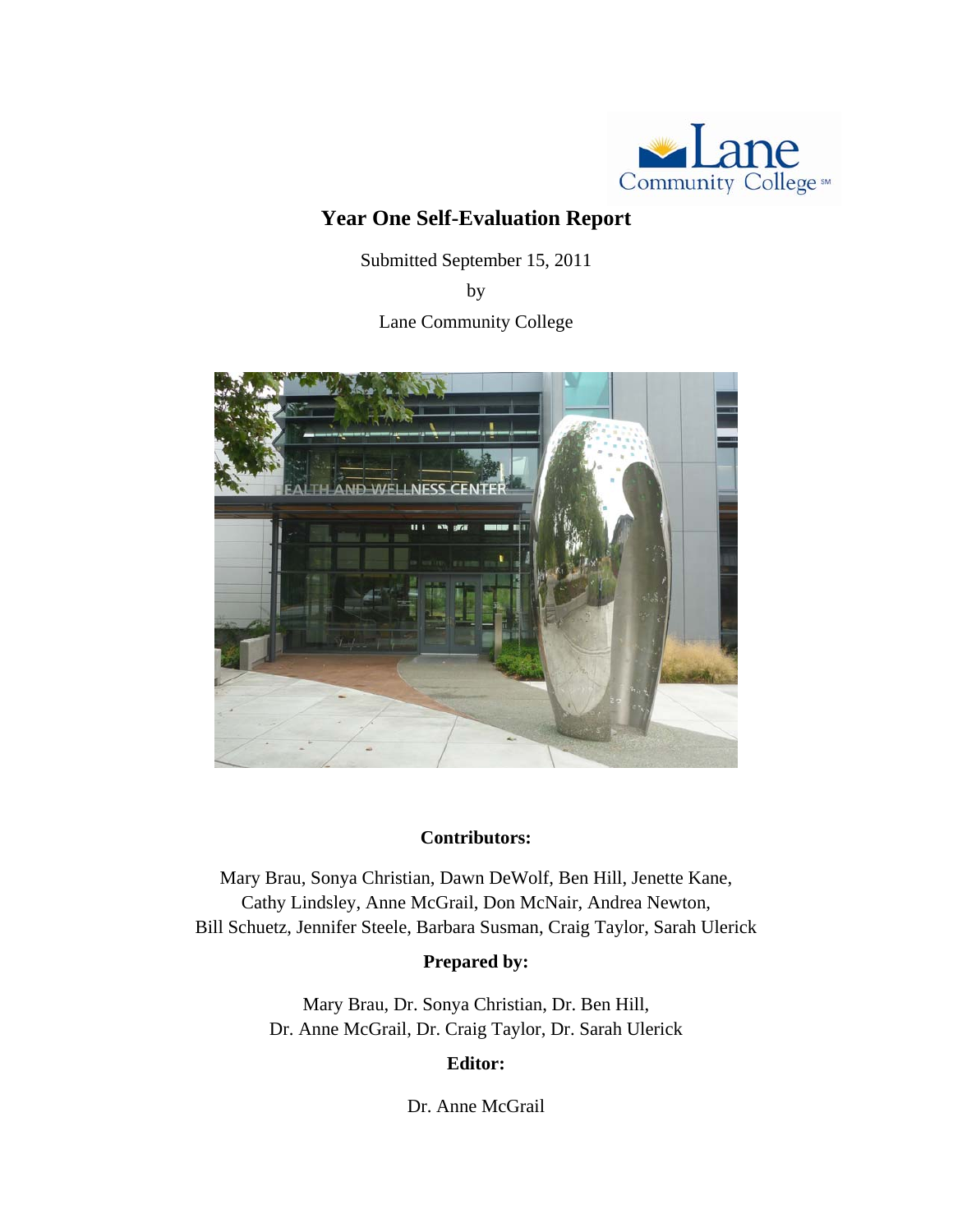Lane Community College

# Year One Self-Evaluation Report

Submitted September 15, 2011

by

Lane Community College

**Contributors:**

Mary Brau, Sonya Christian, Dawn DeWolf, Ben Hill, Jenette Kane, Cathy Lindsley, Anne McGrail, Don McNair, Andrea Newton, Bill Schuetz, Jennifer Steele, Barbara Susman, Craig Taylor, Sarah Ulerick

**Prepared by:**

Mary Brau, Dr. Sonya Christian, Dr. Ben Hill, Dr. Anne McGrail, Dr. Craig Taylor, Dr. Sarah Ulerick

**Editor:**

Dr. Anne McGrail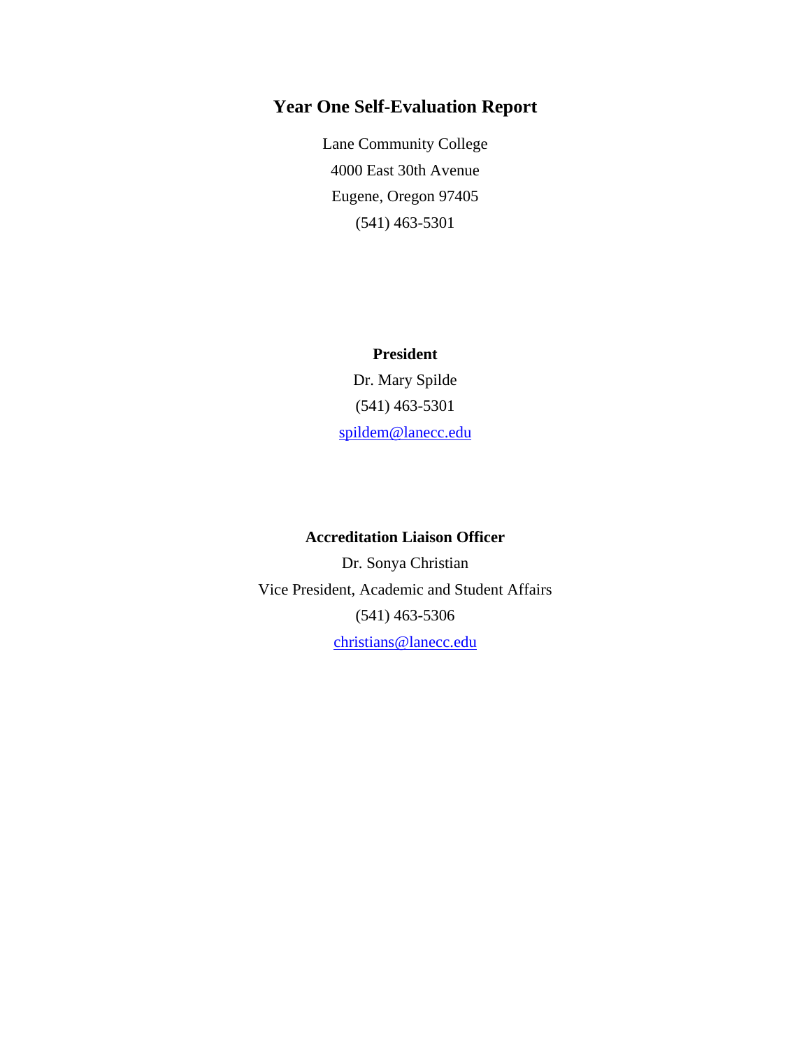# Year One Self-Evaluation Report

Lane Community College

4000 East 30th Avenue

Eugene, Oregon 97405

(541) 463-5301

**President**

Dr. Mary Spilde

(541) 463-5301

spildem@lanecc.edu

**Accreditation Liaison Officer**

Dr. Sonya Christian

Vice President, Academic and Student Affairs

(541) 463-5306

christians@lanecc.edu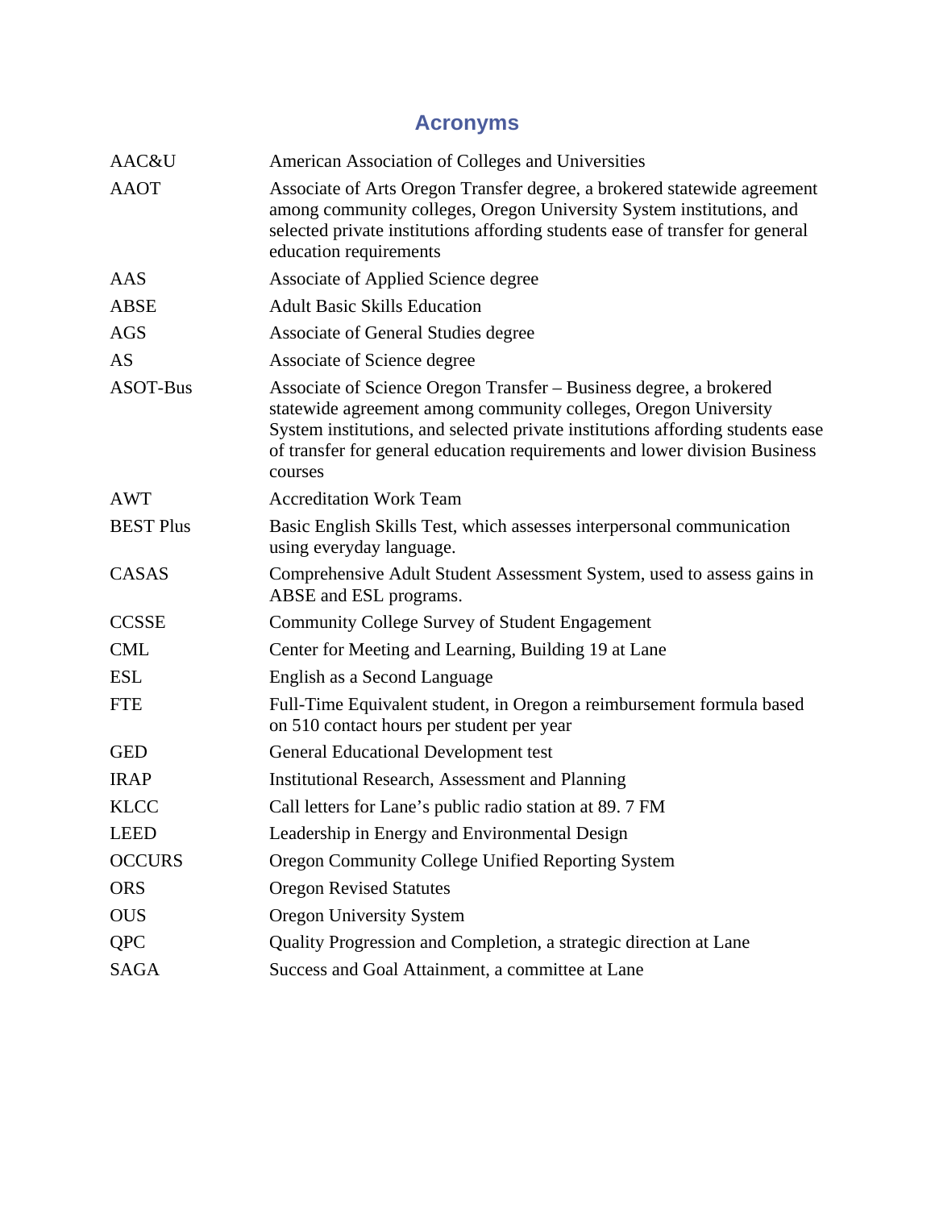# Acronyms

| | |
|---|---|
| AAC&U | American Association of Colleges and Universities |
| AAOT | Associate of Arts Oregon Transfer degree, a brokered statewide agreement among community colleges, Oregon University System institutions, and selected private institutions affording students ease of transfer for general education requirements |
| AAS | Associate of Applied Science degree |
| ABSE | Adult Basic Skills Education |
| AGS | Associate of General Studies degree |
| AS | Associate of Science degree |
| ASOT-Bus | Associate of Science Oregon Transfer – Business degree, a brokered statewide agreement among community colleges, Oregon University System institutions, and selected private institutions affording students ease of transfer for general education requirements and lower division Business courses |
| AWT | Accreditation Work Team |
| BEST Plus | Basic English Skills Test, which assesses interpersonal communication using everyday language. |
| CASAS | Comprehensive Adult Student Assessment System, used to assess gains in ABSE and ESL programs. |
| CCSSE | Community College Survey of Student Engagement |
| CML | Center for Meeting and Learning, Building 19 at Lane |
| ESL | English as a Second Language |
| FTE | Full-Time Equivalent student, in Oregon a reimbursement formula based on 510 contact hours per student per year |
| GED | General Educational Development test |
| IRAP | Institutional Research, Assessment and Planning |
| KLCC | Call letters for Lane's public radio station at 89. 7 FM |
| LEED | Leadership in Energy and Environmental Design |
| OCCURS | Oregon Community College Unified Reporting System |
| ORS | Oregon Revised Statutes |
| OUS | Oregon University System |
| QPC | Quality Progression and Completion, a strategic direction at Lane |
| SAGA | Success and Goal Attainment, a committee at Lane |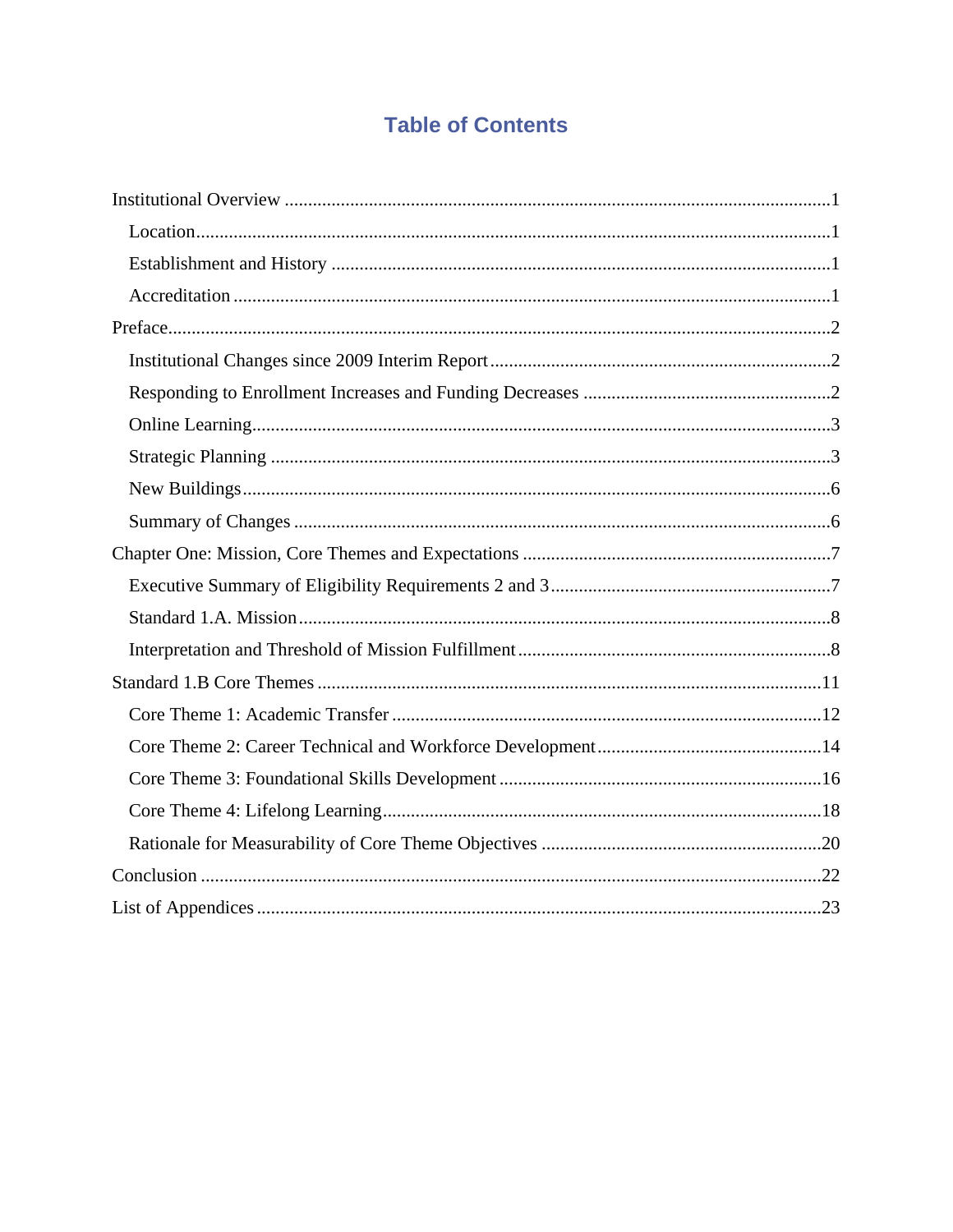# Table of Contents

- Institutional Overview ..... 1
  - Location ..... 1
  - Establishment and History ..... 1
  - Accreditation ..... 1
- Preface ..... 2
  - Institutional Changes since 2009 Interim Report ..... 2
  - Responding to Enrollment Increases and Funding Decreases ..... 2
  - Online Learning ..... 3
  - Strategic Planning ..... 3
  - New Buildings ..... 6
  - Summary of Changes ..... 6
- Chapter One: Mission, Core Themes and Expectations ..... 7
  - Executive Summary of Eligibility Requirements 2 and 3 ..... 7
  - Standard 1.A. Mission ..... 8
  - Interpretation and Threshold of Mission Fulfillment ..... 8
- Standard 1.B Core Themes ..... 11
  - Core Theme 1: Academic Transfer ..... 12
  - Core Theme 2: Career Technical and Workforce Development ..... 14
  - Core Theme 3: Foundational Skills Development ..... 16
  - Core Theme 4: Lifelong Learning ..... 18
  - Rationale for Measurability of Core Theme Objectives ..... 20
- Conclusion ..... 22
- List of Appendices ..... 23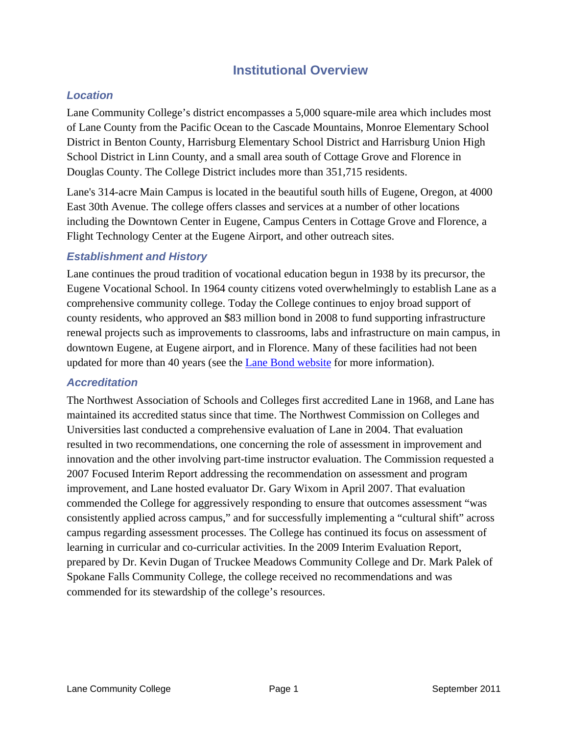# Institutional Overview

### *Location*

Lane Community College's district encompasses a 5,000 square-mile area which includes most of Lane County from the Pacific Ocean to the Cascade Mountains, Monroe Elementary School District in Benton County, Harrisburg Elementary School District and Harrisburg Union High School District in Linn County, and a small area south of Cottage Grove and Florence in Douglas County. The College District includes more than 351,715 residents.

Lane's 314-acre Main Campus is located in the beautiful south hills of Eugene, Oregon, at 4000 East 30th Avenue. The college offers classes and services at a number of other locations including the Downtown Center in Eugene, Campus Centers in Cottage Grove and Florence, a Flight Technology Center at the Eugene Airport, and other outreach sites.

### *Establishment and History*

Lane continues the proud tradition of vocational education begun in 1938 by its precursor, the Eugene Vocational School. In 1964 county citizens voted overwhelmingly to establish Lane as a comprehensive community college. Today the College continues to enjoy broad support of county residents, who approved an $83 million bond in 2008 to fund supporting infrastructure renewal projects such as improvements to classrooms, labs and infrastructure on main campus, in downtown Eugene, at Eugene airport, and in Florence. Many of these facilities had not been updated for more than 40 years (see the Lane Bond website for more information).

### *Accreditation*

The Northwest Association of Schools and Colleges first accredited Lane in 1968, and Lane has maintained its accredited status since that time. The Northwest Commission on Colleges and Universities last conducted a comprehensive evaluation of Lane in 2004. That evaluation resulted in two recommendations, one concerning the role of assessment in improvement and innovation and the other involving part-time instructor evaluation. The Commission requested a 2007 Focused Interim Report addressing the recommendation on assessment and program improvement, and Lane hosted evaluator Dr. Gary Wixom in April 2007. That evaluation commended the College for aggressively responding to ensure that outcomes assessment "was consistently applied across campus," and for successfully implementing a "cultural shift" across campus regarding assessment processes. The College has continued its focus on assessment of learning in curricular and co-curricular activities. In the 2009 Interim Evaluation Report, prepared by Dr. Kevin Dugan of Truckee Meadows Community College and Dr. Mark Palek of Spokane Falls Community College, the college received no recommendations and was commended for its stewardship of the college's resources.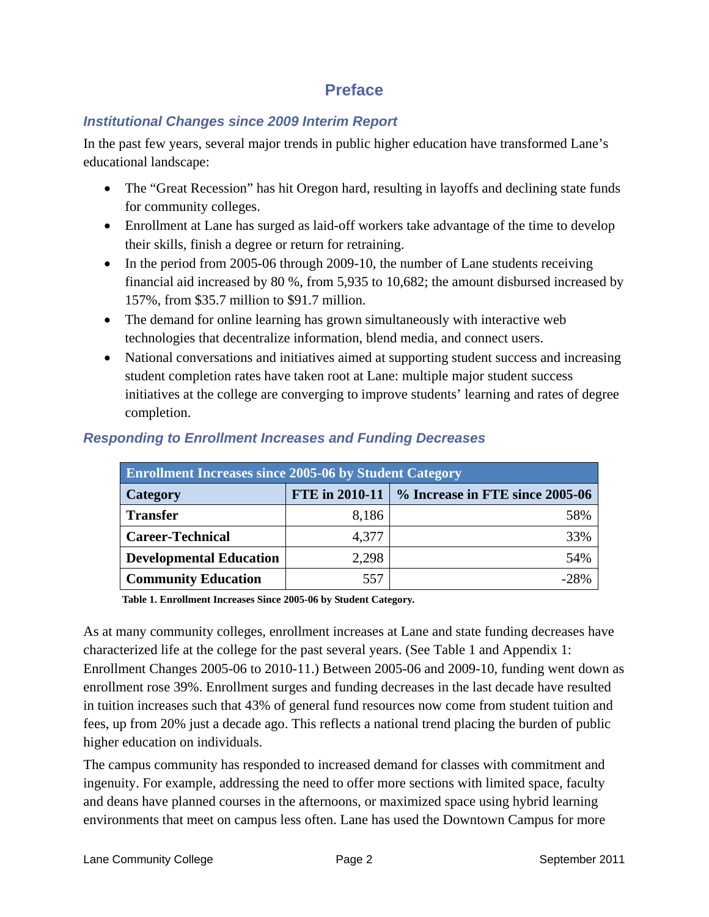# Preface

### *Institutional Changes since 2009 Interim Report*

In the past few years, several major trends in public higher education have transformed Lane's educational landscape:

- The "Great Recession" has hit Oregon hard, resulting in layoffs and declining state funds for community colleges.
- Enrollment at Lane has surged as laid-off workers take advantage of the time to develop their skills, finish a degree or return for retraining.
- In the period from 2005-06 through 2009-10, the number of Lane students receiving financial aid increased by 80 %, from 5,935 to 10,682; the amount disbursed increased by 157%, from $35.7 million to $91.7 million.
- The demand for online learning has grown simultaneously with interactive web technologies that decentralize information, blend media, and connect users.
- National conversations and initiatives aimed at supporting student success and increasing student completion rates have taken root at Lane: multiple major student success initiatives at the college are converging to improve students' learning and rates of degree completion.

### *Responding to Enrollment Increases and Funding Decreases*

| Enrollment Increases since 2005-06 by Student Category | | |
|---|---|---|
| **Category** | **FTE in 2010-11** | **% Increase in FTE since 2005-06** |
| **Transfer** | 8,186 | 58% |
| **Career-Technical** | 4,377 | 33% |
| **Developmental Education** | 2,298 | 54% |
| **Community Education** | 557 | -28% |

**Table 1. Enrollment Increases Since 2005-06 by Student Category.**

As at many community colleges, enrollment increases at Lane and state funding decreases have characterized life at the college for the past several years. (See Table 1 and Appendix 1: Enrollment Changes 2005-06 to 2010-11.) Between 2005-06 and 2009-10, funding went down as enrollment rose 39%. Enrollment surges and funding decreases in the last decade have resulted in tuition increases such that 43% of general fund resources now come from student tuition and fees, up from 20% just a decade ago. This reflects a national trend placing the burden of public higher education on individuals.

The campus community has responded to increased demand for classes with commitment and ingenuity. For example, addressing the need to offer more sections with limited space, faculty and deans have planned courses in the afternoons, or maximized space using hybrid learning environments that meet on campus less often. Lane has used the Downtown Campus for more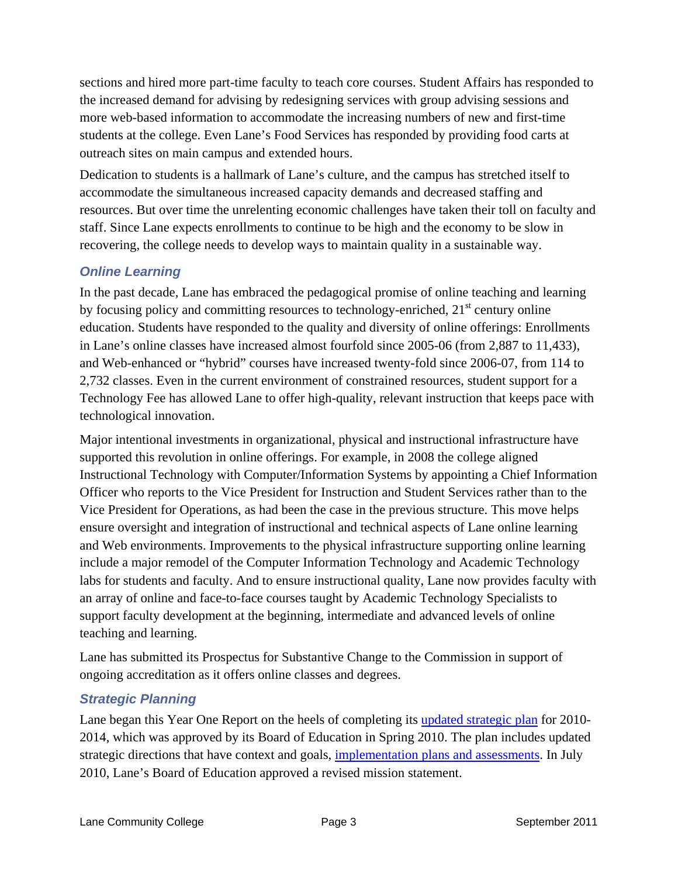sections and hired more part-time faculty to teach core courses. Student Affairs has responded to the increased demand for advising by redesigning services with group advising sessions and more web-based information to accommodate the increasing numbers of new and first-time students at the college. Even Lane's Food Services has responded by providing food carts at outreach sites on main campus and extended hours.

Dedication to students is a hallmark of Lane's culture, and the campus has stretched itself to accommodate the simultaneous increased capacity demands and decreased staffing and resources. But over time the unrelenting economic challenges have taken their toll on faculty and staff. Since Lane expects enrollments to continue to be high and the economy to be slow in recovering, the college needs to develop ways to maintain quality in a sustainable way.

### *Online Learning*

In the past decade, Lane has embraced the pedagogical promise of online teaching and learning by focusing policy and committing resources to technology-enriched, 21st century online education. Students have responded to the quality and diversity of online offerings: Enrollments in Lane's online classes have increased almost fourfold since 2005-06 (from 2,887 to 11,433), and Web-enhanced or "hybrid" courses have increased twenty-fold since 2006-07, from 114 to 2,732 classes. Even in the current environment of constrained resources, student support for a Technology Fee has allowed Lane to offer high-quality, relevant instruction that keeps pace with technological innovation.

Major intentional investments in organizational, physical and instructional infrastructure have supported this revolution in online offerings. For example, in 2008 the college aligned Instructional Technology with Computer/Information Systems by appointing a Chief Information Officer who reports to the Vice President for Instruction and Student Services rather than to the Vice President for Operations, as had been the case in the previous structure. This move helps ensure oversight and integration of instructional and technical aspects of Lane online learning and Web environments. Improvements to the physical infrastructure supporting online learning include a major remodel of the Computer Information Technology and Academic Technology labs for students and faculty. And to ensure instructional quality, Lane now provides faculty with an array of online and face-to-face courses taught by Academic Technology Specialists to support faculty development at the beginning, intermediate and advanced levels of online teaching and learning.

Lane has submitted its Prospectus for Substantive Change to the Commission in support of ongoing accreditation as it offers online classes and degrees.

### *Strategic Planning*

Lane began this Year One Report on the heels of completing its updated strategic plan for 2010-2014, which was approved by its Board of Education in Spring 2010. The plan includes updated strategic directions that have context and goals, implementation plans and assessments. In July 2010, Lane's Board of Education approved a revised mission statement.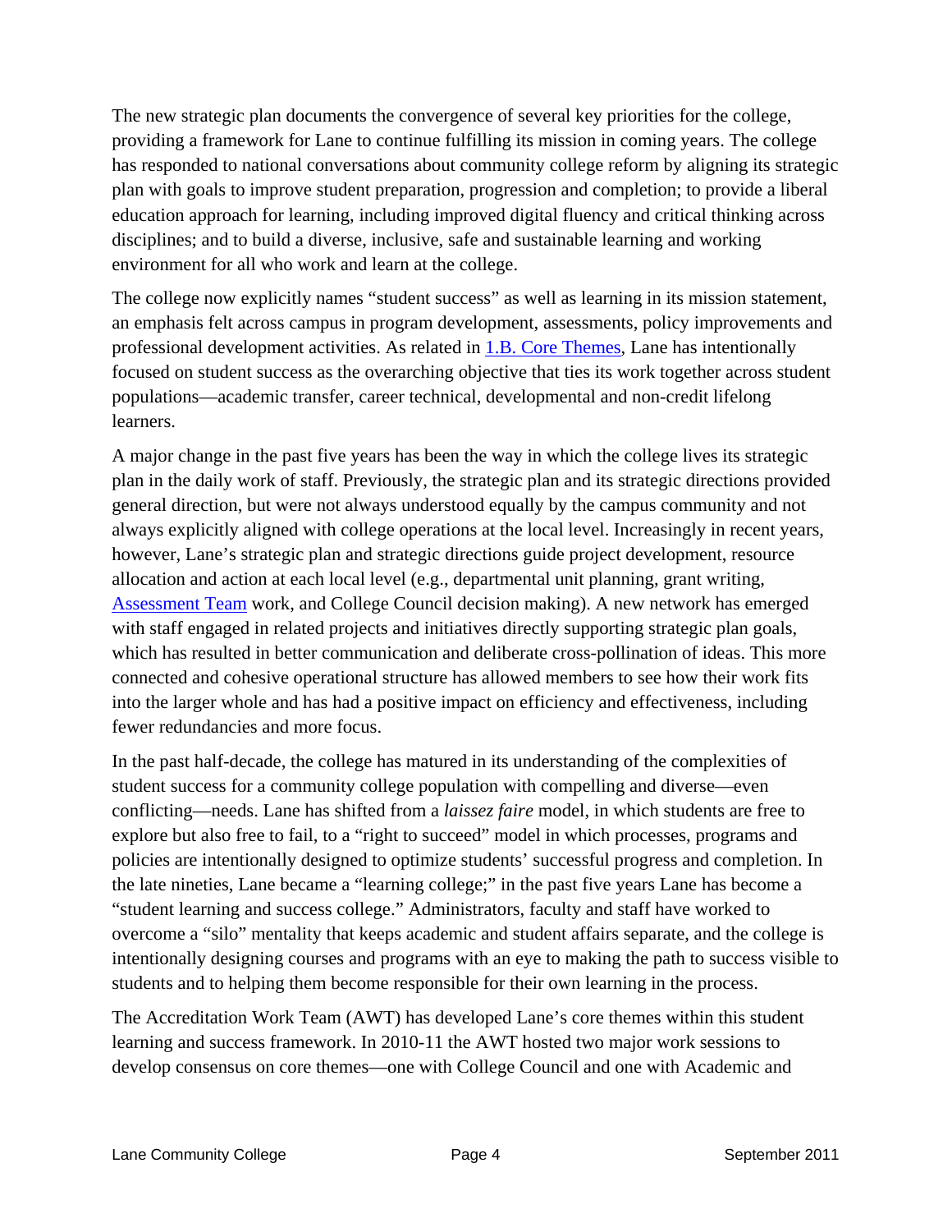The new strategic plan documents the convergence of several key priorities for the college, providing a framework for Lane to continue fulfilling its mission in coming years. The college has responded to national conversations about community college reform by aligning its strategic plan with goals to improve student preparation, progression and completion; to provide a liberal education approach for learning, including improved digital fluency and critical thinking across disciplines; and to build a diverse, inclusive, safe and sustainable learning and working environment for all who work and learn at the college.

The college now explicitly names "student success" as well as learning in its mission statement, an emphasis felt across campus in program development, assessments, policy improvements and professional development activities. As related in 1.B. Core Themes, Lane has intentionally focused on student success as the overarching objective that ties its work together across student populations—academic transfer, career technical, developmental and non-credit lifelong learners.

A major change in the past five years has been the way in which the college lives its strategic plan in the daily work of staff. Previously, the strategic plan and its strategic directions provided general direction, but were not always understood equally by the campus community and not always explicitly aligned with college operations at the local level. Increasingly in recent years, however, Lane's strategic plan and strategic directions guide project development, resource allocation and action at each local level (e.g., departmental unit planning, grant writing, Assessment Team work, and College Council decision making). A new network has emerged with staff engaged in related projects and initiatives directly supporting strategic plan goals, which has resulted in better communication and deliberate cross-pollination of ideas. This more connected and cohesive operational structure has allowed members to see how their work fits into the larger whole and has had a positive impact on efficiency and effectiveness, including fewer redundancies and more focus.

In the past half-decade, the college has matured in its understanding of the complexities of student success for a community college population with compelling and diverse—even conflicting—needs. Lane has shifted from a *laissez faire* model, in which students are free to explore but also free to fail, to a "right to succeed" model in which processes, programs and policies are intentionally designed to optimize students' successful progress and completion. In the late nineties, Lane became a "learning college;" in the past five years Lane has become a "student learning and success college." Administrators, faculty and staff have worked to overcome a "silo" mentality that keeps academic and student affairs separate, and the college is intentionally designing courses and programs with an eye to making the path to success visible to students and to helping them become responsible for their own learning in the process.

The Accreditation Work Team (AWT) has developed Lane's core themes within this student learning and success framework. In 2010-11 the AWT hosted two major work sessions to develop consensus on core themes—one with College Council and one with Academic and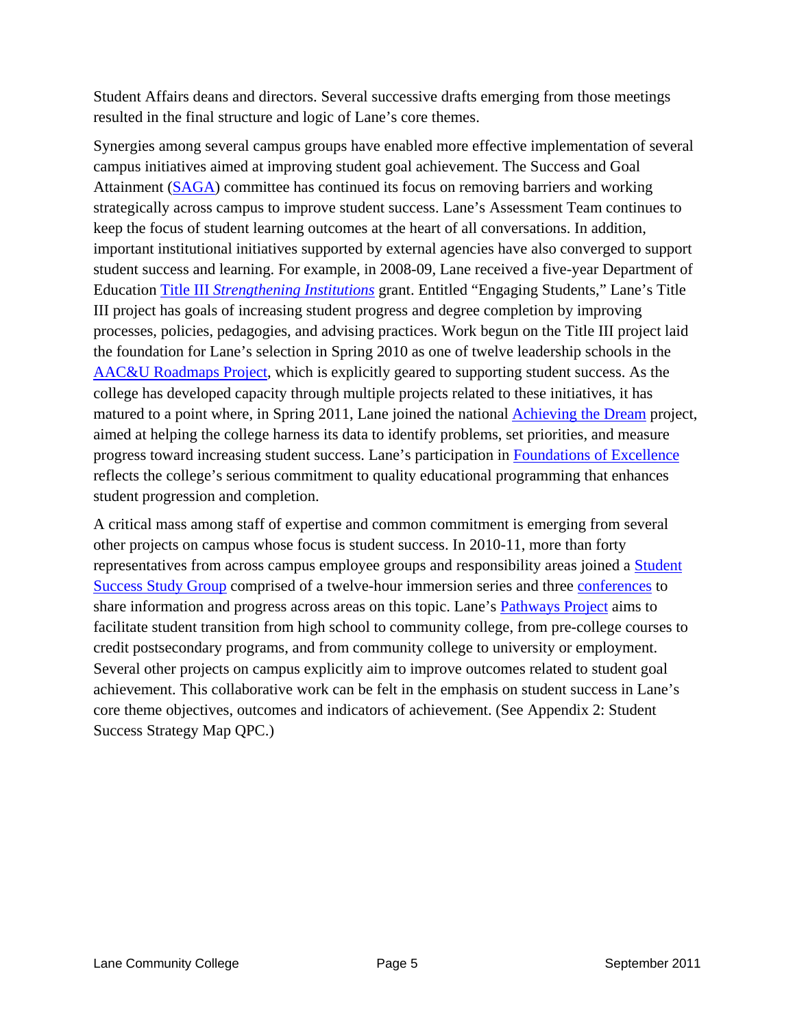Student Affairs deans and directors. Several successive drafts emerging from those meetings resulted in the final structure and logic of Lane's core themes.

Synergies among several campus groups have enabled more effective implementation of several campus initiatives aimed at improving student goal achievement. The Success and Goal Attainment (SAGA) committee has continued its focus on removing barriers and working strategically across campus to improve student success. Lane's Assessment Team continues to keep the focus of student learning outcomes at the heart of all conversations. In addition, important institutional initiatives supported by external agencies have also converged to support student success and learning. For example, in 2008-09, Lane received a five-year Department of Education Title III *Strengthening Institutions* grant. Entitled "Engaging Students," Lane's Title III project has goals of increasing student progress and degree completion by improving processes, policies, pedagogies, and advising practices. Work begun on the Title III project laid the foundation for Lane's selection in Spring 2010 as one of twelve leadership schools in the AAC&U Roadmaps Project, which is explicitly geared to supporting student success. As the college has developed capacity through multiple projects related to these initiatives, it has matured to a point where, in Spring 2011, Lane joined the national Achieving the Dream project, aimed at helping the college harness its data to identify problems, set priorities, and measure progress toward increasing student success. Lane's participation in Foundations of Excellence reflects the college's serious commitment to quality educational programming that enhances student progression and completion.

A critical mass among staff of expertise and common commitment is emerging from several other projects on campus whose focus is student success. In 2010-11, more than forty representatives from across campus employee groups and responsibility areas joined a Student Success Study Group comprised of a twelve-hour immersion series and three conferences to share information and progress across areas on this topic. Lane's Pathways Project aims to facilitate student transition from high school to community college, from pre-college courses to credit postsecondary programs, and from community college to university or employment. Several other projects on campus explicitly aim to improve outcomes related to student goal achievement. This collaborative work can be felt in the emphasis on student success in Lane's core theme objectives, outcomes and indicators of achievement. (See Appendix 2: Student Success Strategy Map QPC.)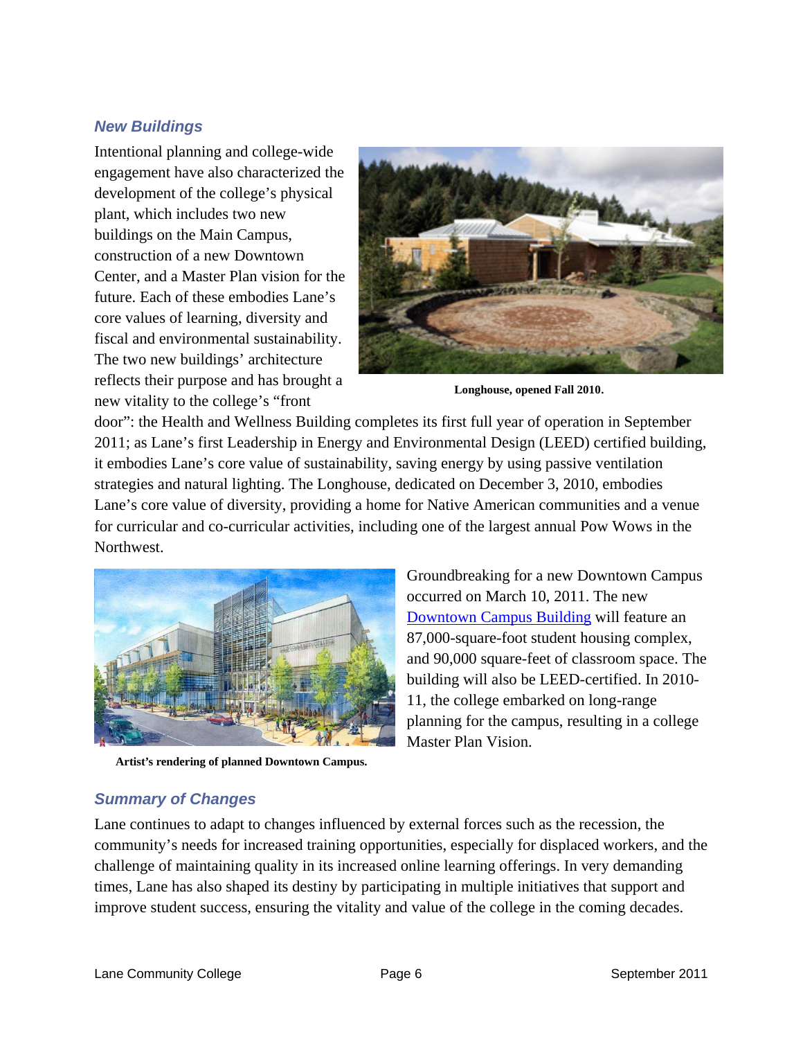### *New Buildings*

Intentional planning and college-wide engagement have also characterized the development of the college's physical plant, which includes two new buildings on the Main Campus, construction of a new Downtown Center, and a Master Plan vision for the future. Each of these embodies Lane's core values of learning, diversity and fiscal and environmental sustainability. The two new buildings' architecture reflects their purpose and has brought a new vitality to the college's "front door": the Health and Wellness Building completes its first full year of operation in September 2011; as Lane's first Leadership in Energy and Environmental Design (LEED) certified building, it embodies Lane's core value of sustainability, saving energy by using passive ventilation strategies and natural lighting. The Longhouse, dedicated on December 3, 2010, embodies Lane's core value of diversity, providing a home for Native American communities and a venue for curricular and co-curricular activities, including one of the largest annual Pow Wows in the Northwest.

**Longhouse, opened Fall 2010.**

Groundbreaking for a new Downtown Campus occurred on March 10, 2011. The new [Downtown Campus Building] will feature an 87,000-square-foot student housing complex, and 90,000 square-feet of classroom space. The building will also be LEED-certified. In 2010-11, the college embarked on long-range planning for the campus, resulting in a college Master Plan Vision.

**Artist's rendering of planned Downtown Campus.**

### *Summary of Changes*

Lane continues to adapt to changes influenced by external forces such as the recession, the community's needs for increased training opportunities, especially for displaced workers, and the challenge of maintaining quality in its increased online learning offerings. In very demanding times, Lane has also shaped its destiny by participating in multiple initiatives that support and improve student success, ensuring the vitality and value of the college in the coming decades.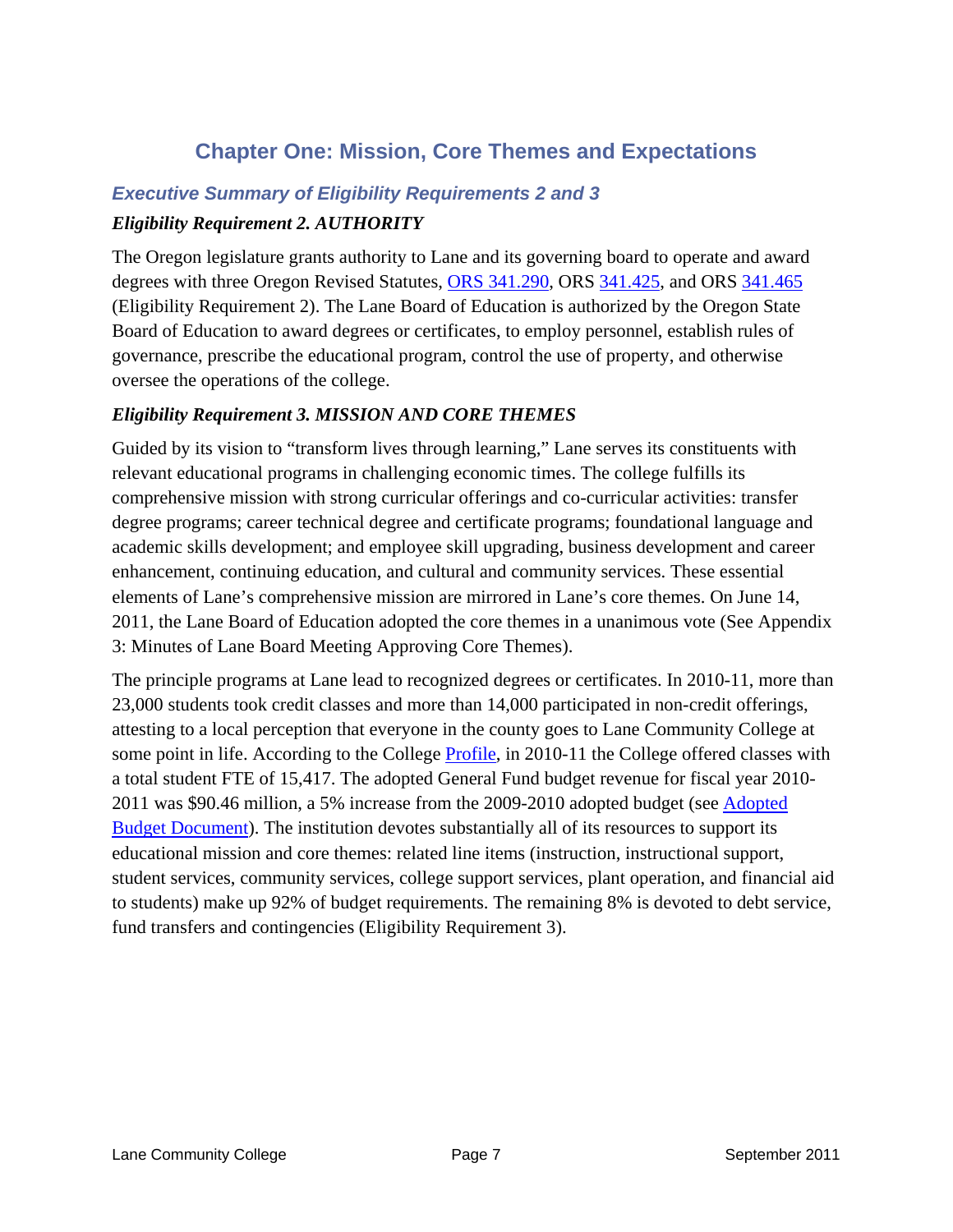# Chapter One: Mission, Core Themes and Expectations

## *Executive Summary of Eligibility Requirements 2 and 3*

### *Eligibility Requirement 2. AUTHORITY*

The Oregon legislature grants authority to Lane and its governing board to operate and award degrees with three Oregon Revised Statutes, ORS 341.290, ORS 341.425, and ORS 341.465 (Eligibility Requirement 2). The Lane Board of Education is authorized by the Oregon State Board of Education to award degrees or certificates, to employ personnel, establish rules of governance, prescribe the educational program, control the use of property, and otherwise oversee the operations of the college.

### *Eligibility Requirement 3. MISSION AND CORE THEMES*

Guided by its vision to "transform lives through learning," Lane serves its constituents with relevant educational programs in challenging economic times. The college fulfills its comprehensive mission with strong curricular offerings and co-curricular activities: transfer degree programs; career technical degree and certificate programs; foundational language and academic skills development; and employee skill upgrading, business development and career enhancement, continuing education, and cultural and community services. These essential elements of Lane's comprehensive mission are mirrored in Lane's core themes. On June 14, 2011, the Lane Board of Education adopted the core themes in a unanimous vote (See Appendix 3: Minutes of Lane Board Meeting Approving Core Themes).

The principle programs at Lane lead to recognized degrees or certificates. In 2010-11, more than 23,000 students took credit classes and more than 14,000 participated in non-credit offerings, attesting to a local perception that everyone in the county goes to Lane Community College at some point in life. According to the College Profile, in 2010-11 the College offered classes with a total student FTE of 15,417. The adopted General Fund budget revenue for fiscal year 2010-2011 was $90.46 million, a 5% increase from the 2009-2010 adopted budget (see Adopted Budget Document). The institution devotes substantially all of its resources to support its educational mission and core themes: related line items (instruction, instructional support, student services, community services, college support services, plant operation, and financial aid to students) make up 92% of budget requirements. The remaining 8% is devoted to debt service, fund transfers and contingencies (Eligibility Requirement 3).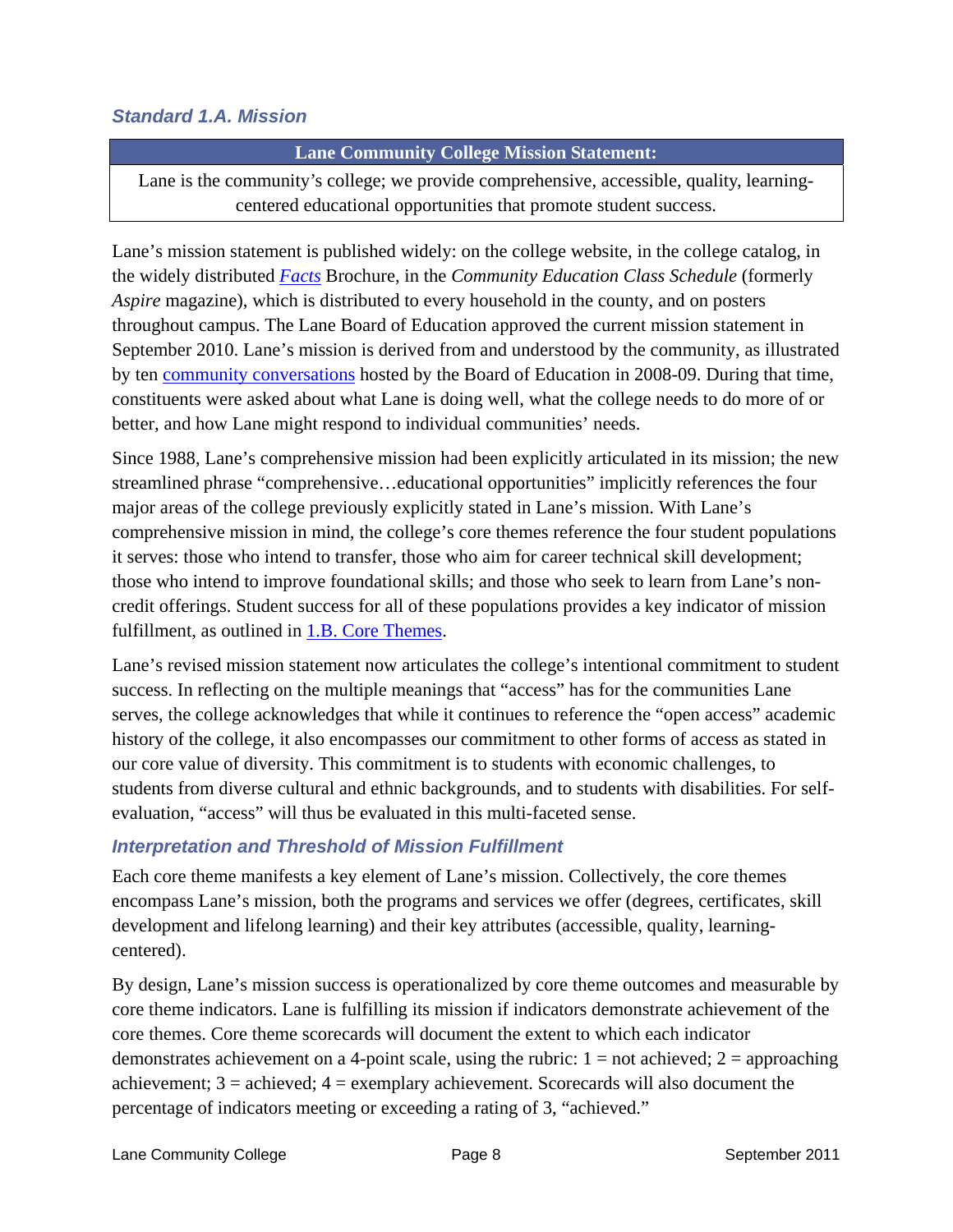### *Standard 1.A. Mission*

| Lane Community College Mission Statement: |
| --- |
| Lane is the community's college; we provide comprehensive, accessible, quality, learning-centered educational opportunities that promote student success. |

Lane's mission statement is published widely: on the college website, in the college catalog, in the widely distributed *Facts* Brochure, in the *Community Education Class Schedule* (formerly *Aspire* magazine), which is distributed to every household in the county, and on posters throughout campus. The Lane Board of Education approved the current mission statement in September 2010. Lane's mission is derived from and understood by the community, as illustrated by ten community conversations hosted by the Board of Education in 2008-09. During that time, constituents were asked about what Lane is doing well, what the college needs to do more of or better, and how Lane might respond to individual communities' needs.

Since 1988, Lane's comprehensive mission had been explicitly articulated in its mission; the new streamlined phrase "comprehensive…educational opportunities" implicitly references the four major areas of the college previously explicitly stated in Lane's mission. With Lane's comprehensive mission in mind, the college's core themes reference the four student populations it serves: those who intend to transfer, those who aim for career technical skill development; those who intend to improve foundational skills; and those who seek to learn from Lane's non-credit offerings. Student success for all of these populations provides a key indicator of mission fulfillment, as outlined in 1.B. Core Themes.

Lane's revised mission statement now articulates the college's intentional commitment to student success. In reflecting on the multiple meanings that "access" has for the communities Lane serves, the college acknowledges that while it continues to reference the "open access" academic history of the college, it also encompasses our commitment to other forms of access as stated in our core value of diversity. This commitment is to students with economic challenges, to students from diverse cultural and ethnic backgrounds, and to students with disabilities. For self-evaluation, "access" will thus be evaluated in this multi-faceted sense.

### *Interpretation and Threshold of Mission Fulfillment*

Each core theme manifests a key element of Lane's mission. Collectively, the core themes encompass Lane's mission, both the programs and services we offer (degrees, certificates, skill development and lifelong learning) and their key attributes (accessible, quality, learning-centered).

By design, Lane's mission success is operationalized by core theme outcomes and measurable by core theme indicators. Lane is fulfilling its mission if indicators demonstrate achievement of the core themes. Core theme scorecards will document the extent to which each indicator demonstrates achievement on a 4-point scale, using the rubric: 1 = not achieved; 2 = approaching achievement; 3 = achieved; 4 = exemplary achievement. Scorecards will also document the percentage of indicators meeting or exceeding a rating of 3, "achieved."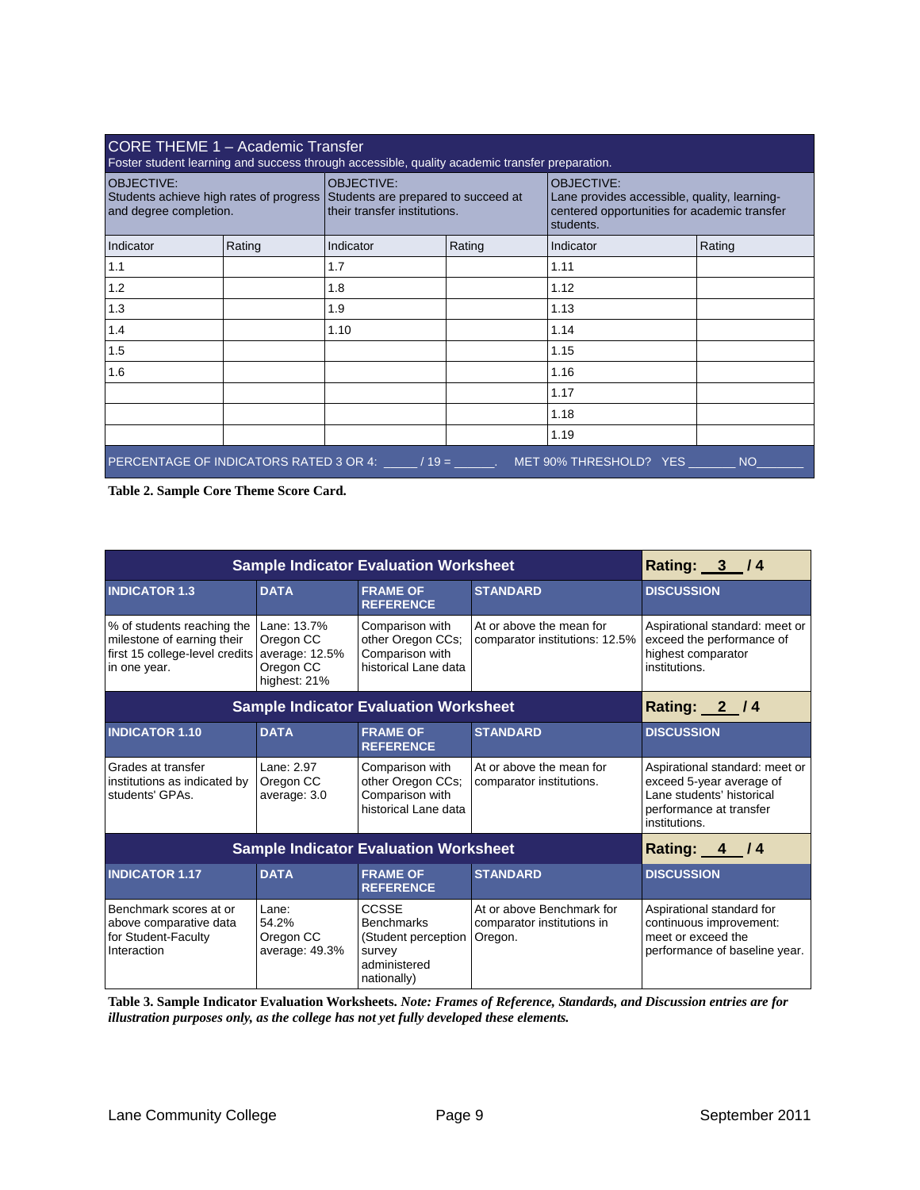| CORE THEME 1 – Academic Transfer<br>Foster student learning and success through accessible, quality academic transfer preparation. | | | | | |
|---|---|---|---|---|---|
| OBJECTIVE:<br>Students achieve high rates of progress and degree completion. | | OBJECTIVE:<br>Students are prepared to succeed at their transfer institutions. | | OBJECTIVE:<br>Lane provides accessible, quality, learning-centered opportunities for academic transfer students. | |
| Indicator | Rating | Indicator | Rating | Indicator | Rating |
| 1.1 | | 1.7 | | 1.11 | |
| 1.2 | | 1.8 | | 1.12 | |
| 1.3 | | 1.9 | | 1.13 | |
| 1.4 | | 1.10 | | 1.14 | |
| 1.5 | | | | 1.15 | |
| 1.6 | | | | 1.16 | |
| | | | | 1.17 | |
| | | | | 1.18 | |
| | | | | 1.19 | |
| PERCENTAGE OF INDICATORS RATED 3 OR 4: _____ / 19 = ______. MET 90% THRESHOLD? YES _______ NO_______ | | | | | |

**Table 2. Sample Core Theme Score Card.**

| Sample Indicator Evaluation Worksheet | | | | Rating: __3__ / 4 |
|---|---|---|---|---|
| **INDICATOR 1.3** | **DATA** | **FRAME OF REFERENCE** | **STANDARD** | **DISCUSSION** |
| % of students reaching the milestone of earning their first 15 college-level credits in one year. | Lane: 13.7%<br>Oregon CC average: 12.5%<br>Oregon CC highest: 21% | Comparison with other Oregon CCs; Comparison with historical Lane data | At or above the mean for comparator institutions: 12.5% | Aspirational standard: meet or exceed the performance of highest comparator institutions. |

| Sample Indicator Evaluation Worksheet | | | | Rating: __2__ / 4 |
|---|---|---|---|---|
| **INDICATOR 1.10** | **DATA** | **FRAME OF REFERENCE** | **STANDARD** | **DISCUSSION** |
| Grades at transfer institutions as indicated by students' GPAs. | Lane: 2.97<br>Oregon CC average: 3.0 | Comparison with other Oregon CCs; Comparison with historical Lane data | At or above the mean for comparator institutions. | Aspirational standard: meet or exceed 5-year average of Lane students' historical performance at transfer institutions. |

| Sample Indicator Evaluation Worksheet | | | | Rating: __4__ / 4 |
|---|---|---|---|---|
| **INDICATOR 1.17** | **DATA** | **FRAME OF REFERENCE** | **STANDARD** | **DISCUSSION** |
| Benchmark scores at or above comparative data for Student-Faculty Interaction | Lane:<br>54.2%<br>Oregon CC average: 49.3% | CCSSE Benchmarks (Student perception survey administered nationally) | At or above Benchmark for comparator institutions in Oregon. | Aspirational standard for continuous improvement: meet or exceed the performance of baseline year. |

**Table 3. Sample Indicator Evaluation Worksheets.** ***Note: Frames of Reference, Standards, and Discussion entries are for illustration purposes only, as the college has not yet fully developed these elements.***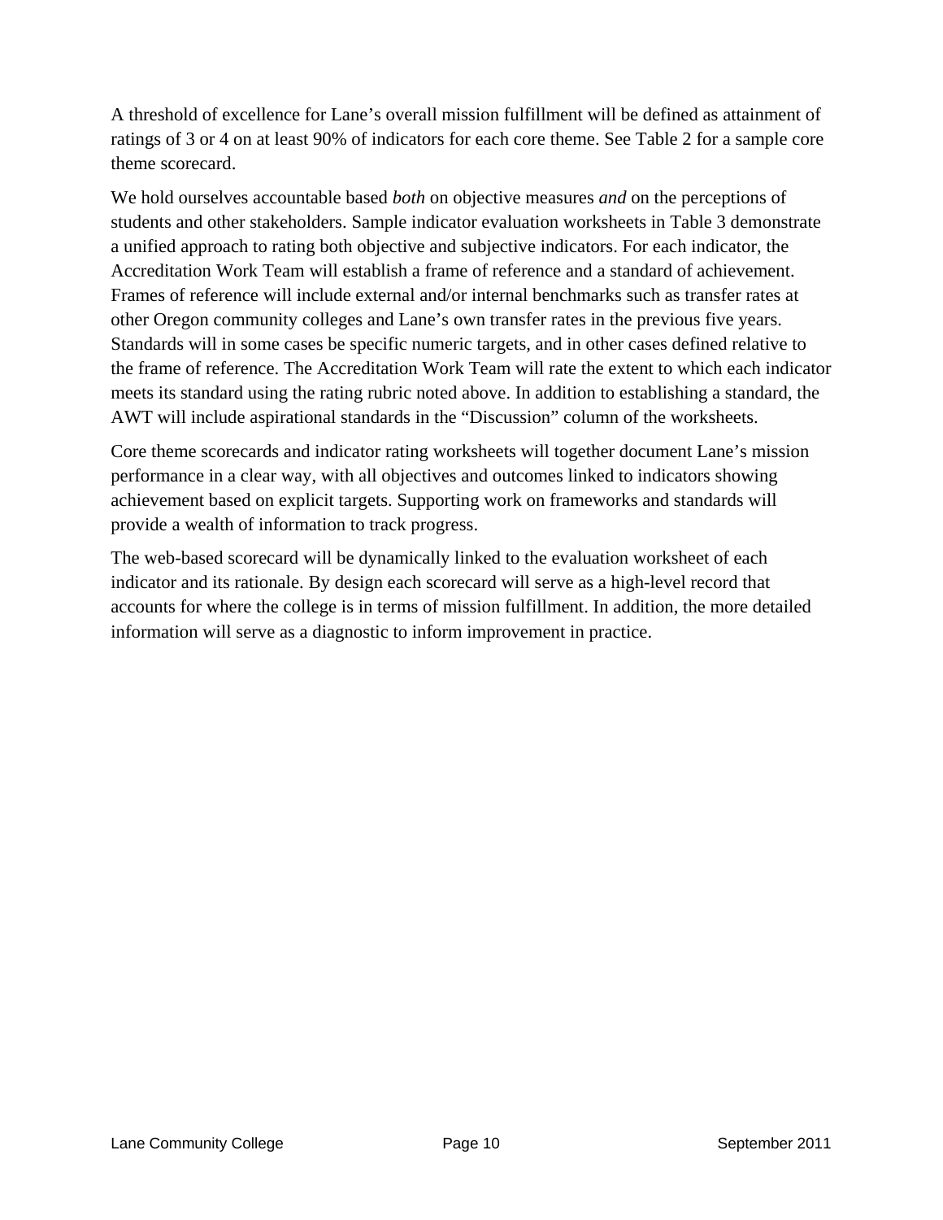A threshold of excellence for Lane's overall mission fulfillment will be defined as attainment of ratings of 3 or 4 on at least 90% of indicators for each core theme. See Table 2 for a sample core theme scorecard.

We hold ourselves accountable based *both* on objective measures *and* on the perceptions of students and other stakeholders. Sample indicator evaluation worksheets in Table 3 demonstrate a unified approach to rating both objective and subjective indicators. For each indicator, the Accreditation Work Team will establish a frame of reference and a standard of achievement. Frames of reference will include external and/or internal benchmarks such as transfer rates at other Oregon community colleges and Lane's own transfer rates in the previous five years. Standards will in some cases be specific numeric targets, and in other cases defined relative to the frame of reference. The Accreditation Work Team will rate the extent to which each indicator meets its standard using the rating rubric noted above. In addition to establishing a standard, the AWT will include aspirational standards in the "Discussion" column of the worksheets.

Core theme scorecards and indicator rating worksheets will together document Lane's mission performance in a clear way, with all objectives and outcomes linked to indicators showing achievement based on explicit targets. Supporting work on frameworks and standards will provide a wealth of information to track progress.

The web-based scorecard will be dynamically linked to the evaluation worksheet of each indicator and its rationale. By design each scorecard will serve as a high-level record that accounts for where the college is in terms of mission fulfillment. In addition, the more detailed information will serve as a diagnostic to inform improvement in practice.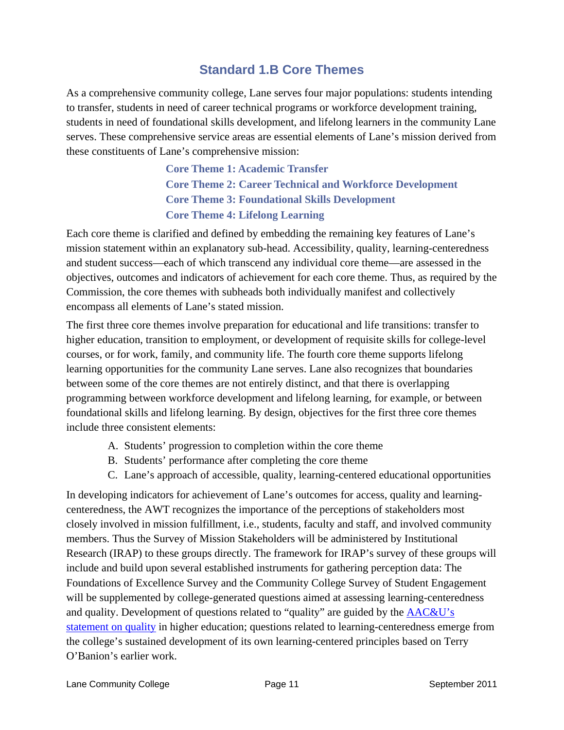## Standard 1.B Core Themes

As a comprehensive community college, Lane serves four major populations: students intending to transfer, students in need of career technical programs or workforce development training, students in need of foundational skills development, and lifelong learners in the community Lane serves. These comprehensive service areas are essential elements of Lane's mission derived from these constituents of Lane's comprehensive mission:

**Core Theme 1: Academic Transfer**
**Core Theme 2: Career Technical and Workforce Development**
**Core Theme 3: Foundational Skills Development**
**Core Theme 4: Lifelong Learning**

Each core theme is clarified and defined by embedding the remaining key features of Lane's mission statement within an explanatory sub-head. Accessibility, quality, learning-centeredness and student success—each of which transcend any individual core theme—are assessed in the objectives, outcomes and indicators of achievement for each core theme. Thus, as required by the Commission, the core themes with subheads both individually manifest and collectively encompass all elements of Lane's stated mission.

The first three core themes involve preparation for educational and life transitions: transfer to higher education, transition to employment, or development of requisite skills for college-level courses, or for work, family, and community life. The fourth core theme supports lifelong learning opportunities for the community Lane serves. Lane also recognizes that boundaries between some of the core themes are not entirely distinct, and that there is overlapping programming between workforce development and lifelong learning, for example, or between foundational skills and lifelong learning. By design, objectives for the first three core themes include three consistent elements:

A. Students' progression to completion within the core theme
B. Students' performance after completing the core theme
C. Lane's approach of accessible, quality, learning-centered educational opportunities

In developing indicators for achievement of Lane's outcomes for access, quality and learning-centeredness, the AWT recognizes the importance of the perceptions of stakeholders most closely involved in mission fulfillment, i.e., students, faculty and staff, and involved community members. Thus the Survey of Mission Stakeholders will be administered by Institutional Research (IRAP) to these groups directly. The framework for IRAP's survey of these groups will include and build upon several established instruments for gathering perception data: The Foundations of Excellence Survey and the Community College Survey of Student Engagement will be supplemented by college-generated questions aimed at assessing learning-centeredness and quality. Development of questions related to "quality" are guided by the AAC&U's statement on quality in higher education; questions related to learning-centeredness emerge from the college's sustained development of its own learning-centered principles based on Terry O'Banion's earlier work.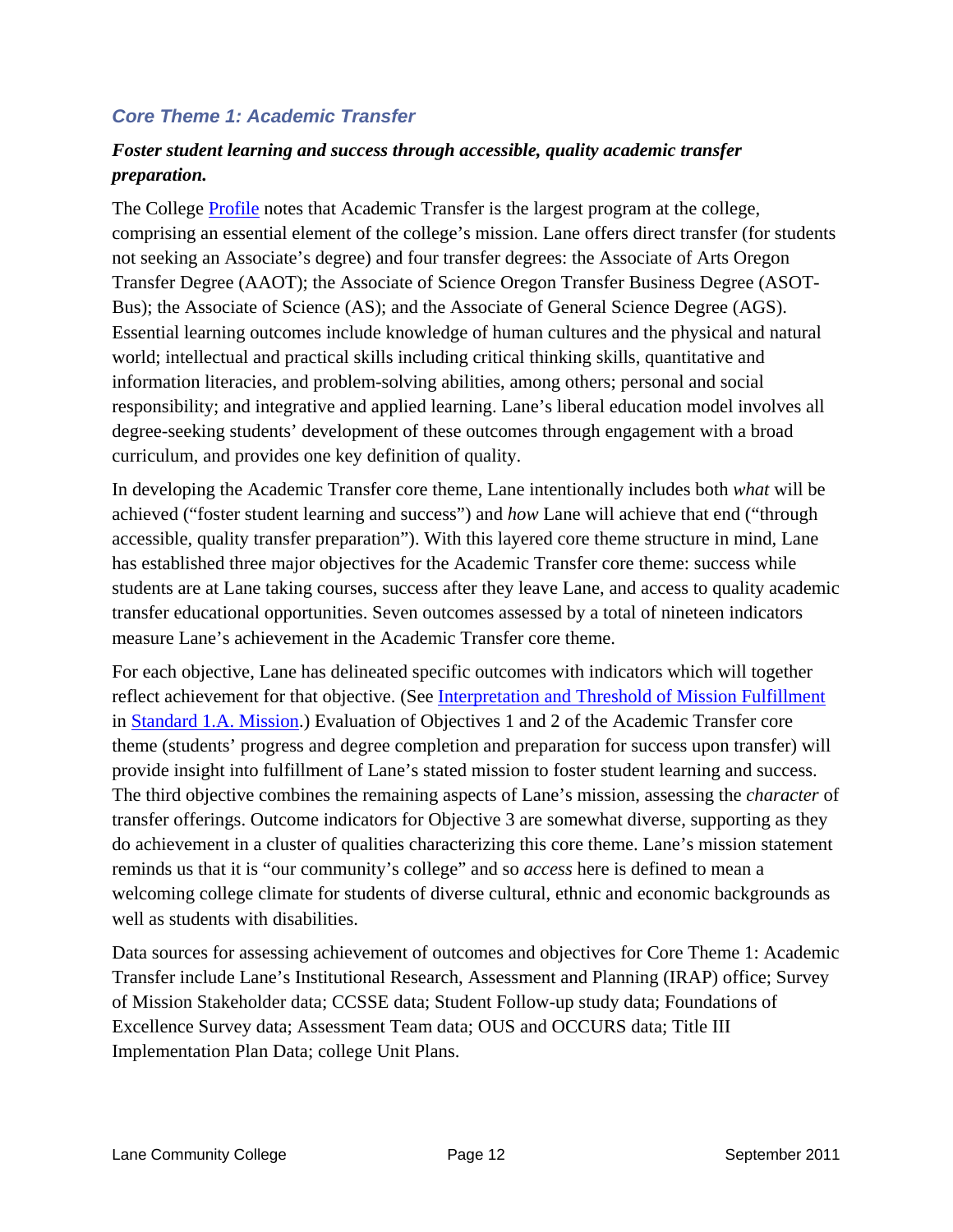### *Core Theme 1: Academic Transfer*

***Foster student learning and success through accessible, quality academic transfer preparation.***

The College Profile notes that Academic Transfer is the largest program at the college, comprising an essential element of the college's mission. Lane offers direct transfer (for students not seeking an Associate's degree) and four transfer degrees: the Associate of Arts Oregon Transfer Degree (AAOT); the Associate of Science Oregon Transfer Business Degree (ASOT-Bus); the Associate of Science (AS); and the Associate of General Science Degree (AGS). Essential learning outcomes include knowledge of human cultures and the physical and natural world; intellectual and practical skills including critical thinking skills, quantitative and information literacies, and problem-solving abilities, among others; personal and social responsibility; and integrative and applied learning. Lane's liberal education model involves all degree-seeking students' development of these outcomes through engagement with a broad curriculum, and provides one key definition of quality.

In developing the Academic Transfer core theme, Lane intentionally includes both *what* will be achieved ("foster student learning and success") and *how* Lane will achieve that end ("through accessible, quality transfer preparation"). With this layered core theme structure in mind, Lane has established three major objectives for the Academic Transfer core theme: success while students are at Lane taking courses, success after they leave Lane, and access to quality academic transfer educational opportunities. Seven outcomes assessed by a total of nineteen indicators measure Lane's achievement in the Academic Transfer core theme.

For each objective, Lane has delineated specific outcomes with indicators which will together reflect achievement for that objective. (See Interpretation and Threshold of Mission Fulfillment in Standard 1.A. Mission.) Evaluation of Objectives 1 and 2 of the Academic Transfer core theme (students' progress and degree completion and preparation for success upon transfer) will provide insight into fulfillment of Lane's stated mission to foster student learning and success. The third objective combines the remaining aspects of Lane's mission, assessing the *character* of transfer offerings. Outcome indicators for Objective 3 are somewhat diverse, supporting as they do achievement in a cluster of qualities characterizing this core theme. Lane's mission statement reminds us that it is "our community's college" and so *access* here is defined to mean a welcoming college climate for students of diverse cultural, ethnic and economic backgrounds as well as students with disabilities.

Data sources for assessing achievement of outcomes and objectives for Core Theme 1: Academic Transfer include Lane's Institutional Research, Assessment and Planning (IRAP) office; Survey of Mission Stakeholder data; CCSSE data; Student Follow-up study data; Foundations of Excellence Survey data; Assessment Team data; OUS and OCCURS data; Title III Implementation Plan Data; college Unit Plans.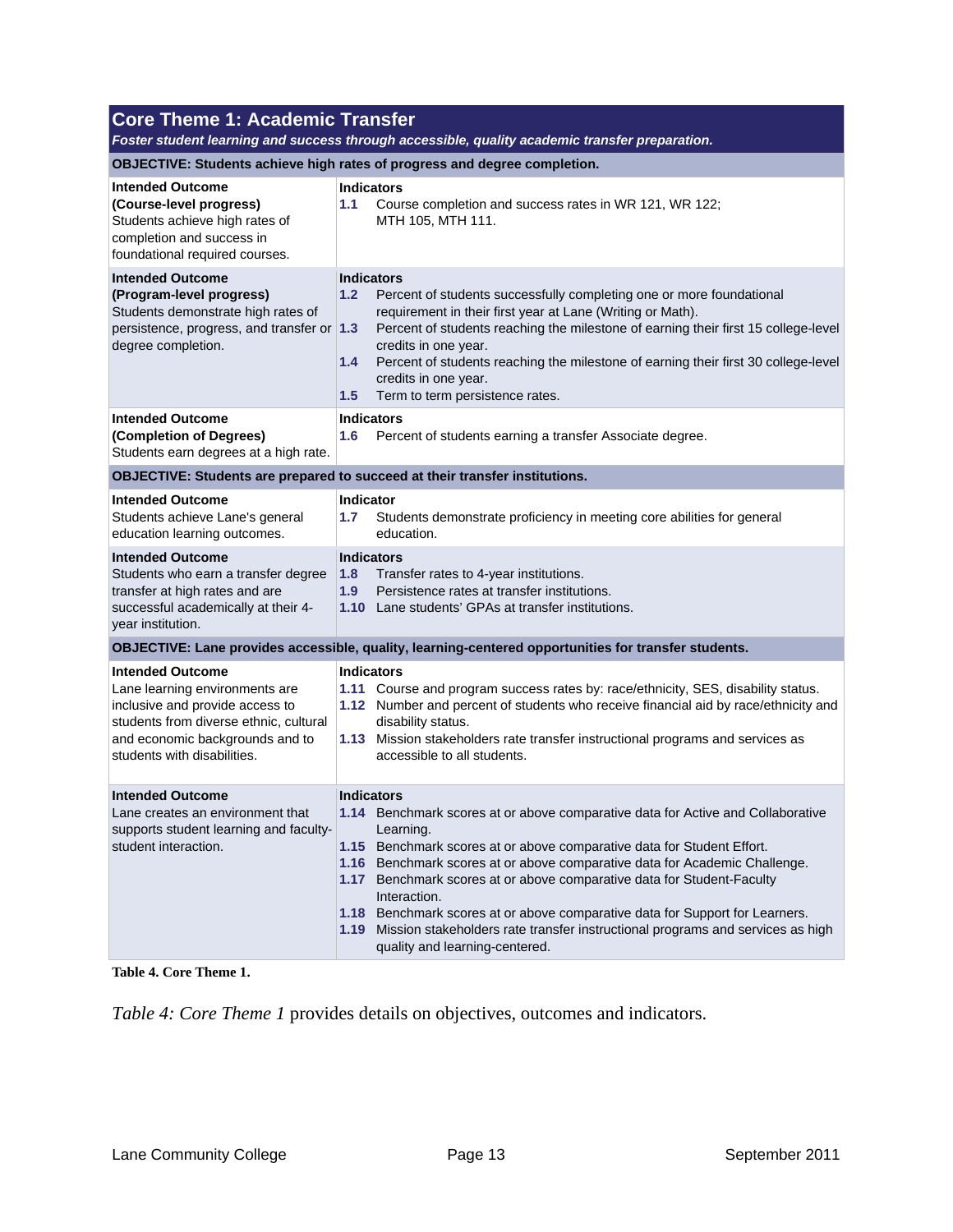| **Core Theme 1: Academic Transfer** <br> ***Foster student learning and success through accessible, quality academic transfer preparation.*** | |
|---|---|
| **OBJECTIVE: Students achieve high rates of progress and degree completion.** | |
| **Intended Outcome (Course-level progress)** Students achieve high rates of completion and success in foundational required courses. | **Indicators** <br> **1.1** Course completion and success rates in WR 121, WR 122; MTH 105, MTH 111. |
| **Intended Outcome (Program-level progress)** Students demonstrate high rates of persistence, progress, and transfer or degree completion. | **Indicators** <br> **1.2** Percent of students successfully completing one or more foundational requirement in their first year at Lane (Writing or Math). <br> **1.3** Percent of students reaching the milestone of earning their first 15 college-level credits in one year. <br> **1.4** Percent of students reaching the milestone of earning their first 30 college-level credits in one year. <br> **1.5** Term to term persistence rates. |
| **Intended Outcome (Completion of Degrees)** Students earn degrees at a high rate. | **Indicators** <br> **1.6** Percent of students earning a transfer Associate degree. |
| **OBJECTIVE: Students are prepared to succeed at their transfer institutions.** | |
| **Intended Outcome** Students achieve Lane's general education learning outcomes. | **Indicator** <br> **1.7** Students demonstrate proficiency in meeting core abilities for general education. |
| **Intended Outcome** Students who earn a transfer degree transfer at high rates and are successful academically at their 4-year institution. | **Indicators** <br> **1.8** Transfer rates to 4-year institutions. <br> **1.9** Persistence rates at transfer institutions. <br> **1.10** Lane students' GPAs at transfer institutions. |
| **OBJECTIVE: Lane provides accessible, quality, learning-centered opportunities for transfer students.** | |
| **Intended Outcome** Lane learning environments are inclusive and provide access to students from diverse ethnic, cultural and economic backgrounds and to students with disabilities. | **Indicators** <br> **1.11** Course and program success rates by: race/ethnicity, SES, disability status. <br> **1.12** Number and percent of students who receive financial aid by race/ethnicity and disability status. <br> **1.13** Mission stakeholders rate transfer instructional programs and services as accessible to all students. |
| **Intended Outcome** Lane creates an environment that supports student learning and faculty-student interaction. | **Indicators** <br> **1.14** Benchmark scores at or above comparative data for Active and Collaborative Learning. <br> **1.15** Benchmark scores at or above comparative data for Student Effort. <br> **1.16** Benchmark scores at or above comparative data for Academic Challenge. <br> **1.17** Benchmark scores at or above comparative data for Student-Faculty Interaction. <br> **1.18** Benchmark scores at or above comparative data for Support for Learners. <br> **1.19** Mission stakeholders rate transfer instructional programs and services as high quality and learning-centered. |

**Table 4. Core Theme 1.**

*Table 4: Core Theme 1* provides details on objectives, outcomes and indicators.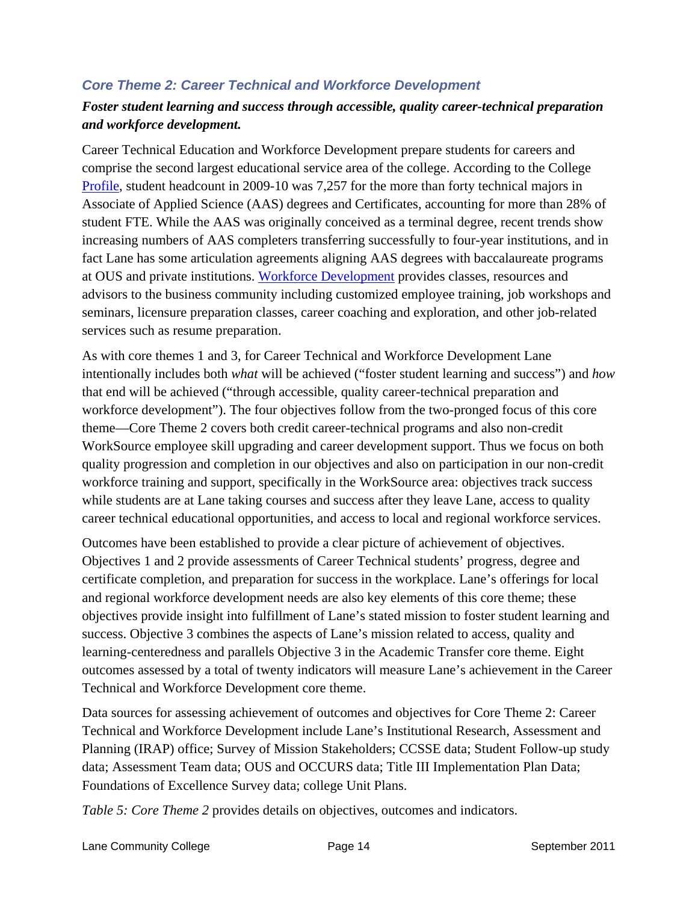### *Core Theme 2: Career Technical and Workforce Development*

***Foster student learning and success through accessible, quality career-technical preparation and workforce development.***

Career Technical Education and Workforce Development prepare students for careers and comprise the second largest educational service area of the college. According to the College Profile, student headcount in 2009-10 was 7,257 for the more than forty technical majors in Associate of Applied Science (AAS) degrees and Certificates, accounting for more than 28% of student FTE. While the AAS was originally conceived as a terminal degree, recent trends show increasing numbers of AAS completers transferring successfully to four-year institutions, and in fact Lane has some articulation agreements aligning AAS degrees with baccalaureate programs at OUS and private institutions. Workforce Development provides classes, resources and advisors to the business community including customized employee training, job workshops and seminars, licensure preparation classes, career coaching and exploration, and other job-related services such as resume preparation.

As with core themes 1 and 3, for Career Technical and Workforce Development Lane intentionally includes both *what* will be achieved ("foster student learning and success") and *how* that end will be achieved ("through accessible, quality career-technical preparation and workforce development"). The four objectives follow from the two-pronged focus of this core theme—Core Theme 2 covers both credit career-technical programs and also non-credit WorkSource employee skill upgrading and career development support. Thus we focus on both quality progression and completion in our objectives and also on participation in our non-credit workforce training and support, specifically in the WorkSource area: objectives track success while students are at Lane taking courses and success after they leave Lane, access to quality career technical educational opportunities, and access to local and regional workforce services.

Outcomes have been established to provide a clear picture of achievement of objectives. Objectives 1 and 2 provide assessments of Career Technical students' progress, degree and certificate completion, and preparation for success in the workplace. Lane's offerings for local and regional workforce development needs are also key elements of this core theme; these objectives provide insight into fulfillment of Lane's stated mission to foster student learning and success. Objective 3 combines the aspects of Lane's mission related to access, quality and learning-centeredness and parallels Objective 3 in the Academic Transfer core theme. Eight outcomes assessed by a total of twenty indicators will measure Lane's achievement in the Career Technical and Workforce Development core theme.

Data sources for assessing achievement of outcomes and objectives for Core Theme 2: Career Technical and Workforce Development include Lane's Institutional Research, Assessment and Planning (IRAP) office; Survey of Mission Stakeholders; CCSSE data; Student Follow-up study data; Assessment Team data; OUS and OCCURS data; Title III Implementation Plan Data; Foundations of Excellence Survey data; college Unit Plans.

*Table 5: Core Theme 2* provides details on objectives, outcomes and indicators.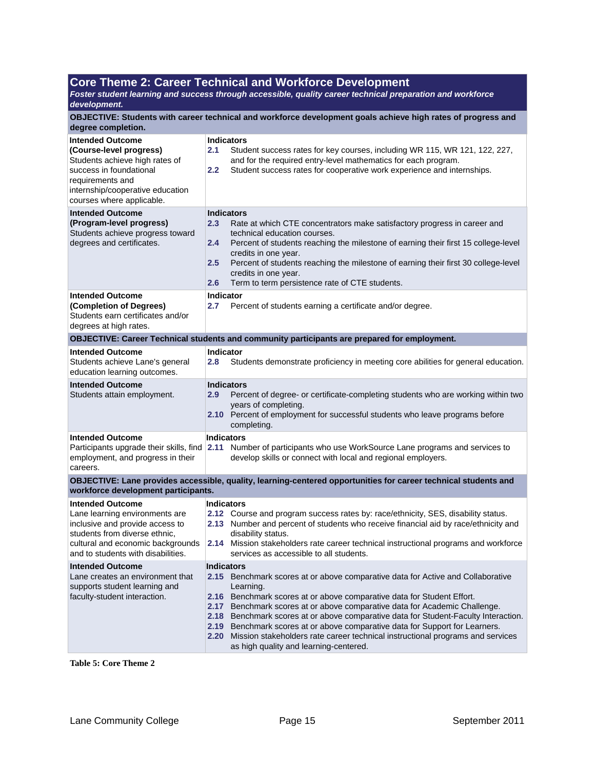## Core Theme 2: Career Technical and Workforce Development

***Foster student learning and success through accessible, quality career technical preparation and workforce development.***

| Intended Outcome | Indicators |
|---|---|
| **OBJECTIVE: Students with career technical and workforce development goals achieve high rates of progress and degree completion.** | |
| **Intended Outcome (Course-level progress)** Students achieve high rates of success in foundational requirements and internship/cooperative education courses where applicable. | **Indicators** **2.1** Student success rates for key courses, including WR 115, WR 121, 122, 227, and for the required entry-level mathematics for each program. **2.2** Student success rates for cooperative work experience and internships. |
| **Intended Outcome (Program-level progress)** Students achieve progress toward degrees and certificates. | **Indicators** **2.3** Rate at which CTE concentrators make satisfactory progress in career and technical education courses. **2.4** Percent of students reaching the milestone of earning their first 15 college-level credits in one year. **2.5** Percent of students reaching the milestone of earning their first 30 college-level credits in one year. **2.6** Term to term persistence rate of CTE students. |
| **Intended Outcome (Completion of Degrees)** Students earn certificates and/or degrees at high rates. | **Indicator** **2.7** Percent of students earning a certificate and/or degree. |
| **OBJECTIVE: Career Technical students and community participants are prepared for employment.** | |
| **Intended Outcome** Students achieve Lane's general education learning outcomes. | **Indicator** **2.8** Students demonstrate proficiency in meeting core abilities for general education. |
| **Intended Outcome** Students attain employment. | **Indicators** **2.9** Percent of degree- or certificate-completing students who are working within two years of completing. **2.10** Percent of employment for successful students who leave programs before completing. |
| **Intended Outcome** Participants upgrade their skills, find employment, and progress in their careers. | **Indicators** **2.11** Number of participants who use WorkSource Lane programs and services to develop skills or connect with local and regional employers. |
| **OBJECTIVE: Lane provides accessible, quality, learning-centered opportunities for career technical students and workforce development participants.** | |
| **Intended Outcome** Lane learning environments are inclusive and provide access to students from diverse ethnic, cultural and economic backgrounds and to students with disabilities. | **Indicators** **2.12** Course and program success rates by: race/ethnicity, SES, disability status. **2.13** Number and percent of students who receive financial aid by race/ethnicity and disability status. **2.14** Mission stakeholders rate career technical instructional programs and workforce services as accessible to all students. |
| **Intended Outcome** Lane creates an environment that supports student learning and faculty-student interaction. | **Indicators** **2.15** Benchmark scores at or above comparative data for Active and Collaborative Learning. **2.16** Benchmark scores at or above comparative data for Student Effort. **2.17** Benchmark scores at or above comparative data for Academic Challenge. **2.18** Benchmark scores at or above comparative data for Student-Faculty Interaction. **2.19** Benchmark scores at or above comparative data for Support for Learners. **2.20** Mission stakeholders rate career technical instructional programs and services as high quality and learning-centered. |

**Table 5: Core Theme 2**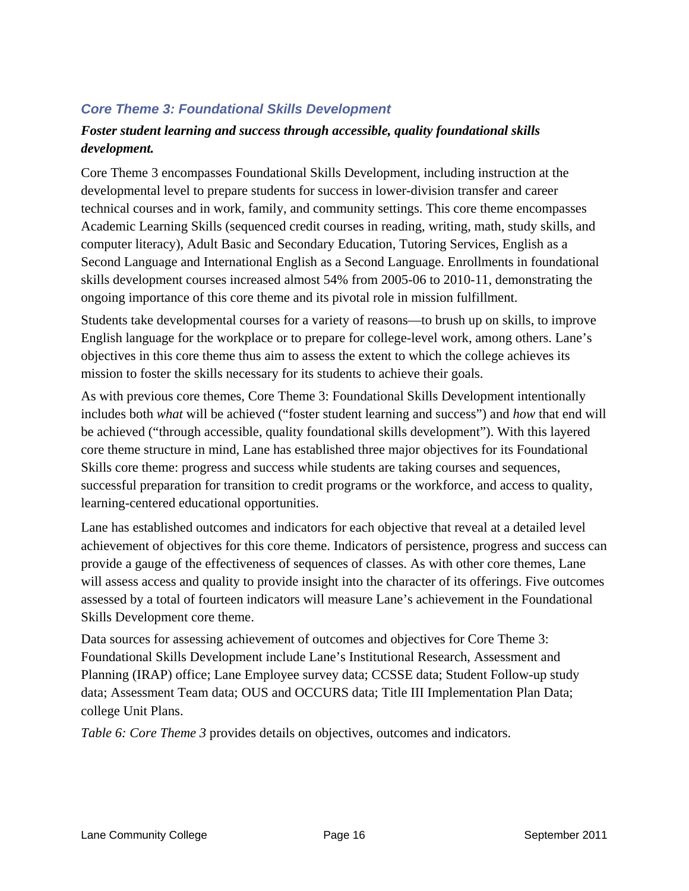### *Core Theme 3: Foundational Skills Development*

***Foster student learning and success through accessible, quality foundational skills development.***

Core Theme 3 encompasses Foundational Skills Development, including instruction at the developmental level to prepare students for success in lower-division transfer and career technical courses and in work, family, and community settings. This core theme encompasses Academic Learning Skills (sequenced credit courses in reading, writing, math, study skills, and computer literacy), Adult Basic and Secondary Education, Tutoring Services, English as a Second Language and International English as a Second Language. Enrollments in foundational skills development courses increased almost 54% from 2005-06 to 2010-11, demonstrating the ongoing importance of this core theme and its pivotal role in mission fulfillment.

Students take developmental courses for a variety of reasons—to brush up on skills, to improve English language for the workplace or to prepare for college-level work, among others. Lane's objectives in this core theme thus aim to assess the extent to which the college achieves its mission to foster the skills necessary for its students to achieve their goals.

As with previous core themes, Core Theme 3: Foundational Skills Development intentionally includes both *what* will be achieved ("foster student learning and success") and *how* that end will be achieved ("through accessible, quality foundational skills development"). With this layered core theme structure in mind, Lane has established three major objectives for its Foundational Skills core theme: progress and success while students are taking courses and sequences, successful preparation for transition to credit programs or the workforce, and access to quality, learning-centered educational opportunities.

Lane has established outcomes and indicators for each objective that reveal at a detailed level achievement of objectives for this core theme. Indicators of persistence, progress and success can provide a gauge of the effectiveness of sequences of classes. As with other core themes, Lane will assess access and quality to provide insight into the character of its offerings. Five outcomes assessed by a total of fourteen indicators will measure Lane's achievement in the Foundational Skills Development core theme.

Data sources for assessing achievement of outcomes and objectives for Core Theme 3: Foundational Skills Development include Lane's Institutional Research, Assessment and Planning (IRAP) office; Lane Employee survey data; CCSSE data; Student Follow-up study data; Assessment Team data; OUS and OCCURS data; Title III Implementation Plan Data; college Unit Plans.

*Table 6: Core Theme 3* provides details on objectives, outcomes and indicators.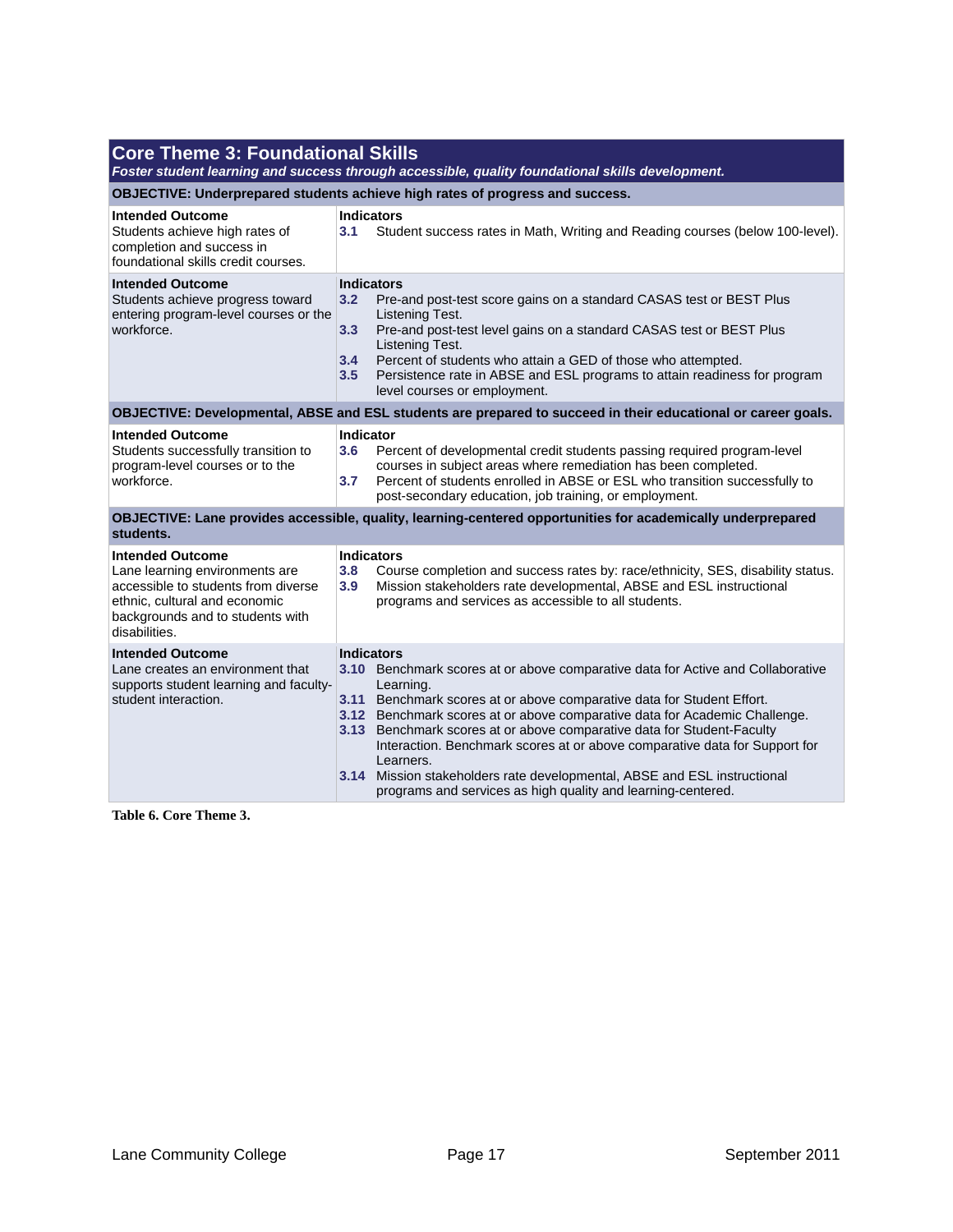| **Core Theme 3: Foundational Skills**<br>***Foster student learning and success through accessible, quality foundational skills development.*** | |
|---|---|
| **OBJECTIVE: Underprepared students achieve high rates of progress and success.** | |
| **Intended Outcome**<br>Students achieve high rates of completion and success in foundational skills credit courses. | **Indicators**<br>**3.1** Student success rates in Math, Writing and Reading courses (below 100-level). |
| **Intended Outcome**<br>Students achieve progress toward entering program-level courses or the workforce. | **Indicators**<br>**3.2** Pre-and post-test score gains on a standard CASAS test or BEST Plus Listening Test.<br>**3.3** Pre-and post-test level gains on a standard CASAS test or BEST Plus Listening Test.<br>**3.4** Percent of students who attain a GED of those who attempted.<br>**3.5** Persistence rate in ABSE and ESL programs to attain readiness for program level courses or employment. |
| **OBJECTIVE: Developmental, ABSE and ESL students are prepared to succeed in their educational or career goals.** | |
| **Intended Outcome**<br>Students successfully transition to program-level courses or to the workforce. | **Indicator**<br>**3.6** Percent of developmental credit students passing required program-level courses in subject areas where remediation has been completed.<br>**3.7** Percent of students enrolled in ABSE or ESL who transition successfully to post-secondary education, job training, or employment. |
| **OBJECTIVE: Lane provides accessible, quality, learning-centered opportunities for academically underprepared students.** | |
| **Intended Outcome**<br>Lane learning environments are accessible to students from diverse ethnic, cultural and economic backgrounds and to students with disabilities. | **Indicators**<br>**3.8** Course completion and success rates by: race/ethnicity, SES, disability status.<br>**3.9** Mission stakeholders rate developmental, ABSE and ESL instructional programs and services as accessible to all students. |
| **Intended Outcome**<br>Lane creates an environment that supports student learning and faculty-student interaction. | **Indicators**<br>**3.10** Benchmark scores at or above comparative data for Active and Collaborative Learning.<br>**3.11** Benchmark scores at or above comparative data for Student Effort.<br>**3.12** Benchmark scores at or above comparative data for Academic Challenge.<br>**3.13** Benchmark scores at or above comparative data for Student-Faculty Interaction. Benchmark scores at or above comparative data for Support for Learners.<br>**3.14** Mission stakeholders rate developmental, ABSE and ESL instructional programs and services as high quality and learning-centered. |

**Table 6. Core Theme 3.**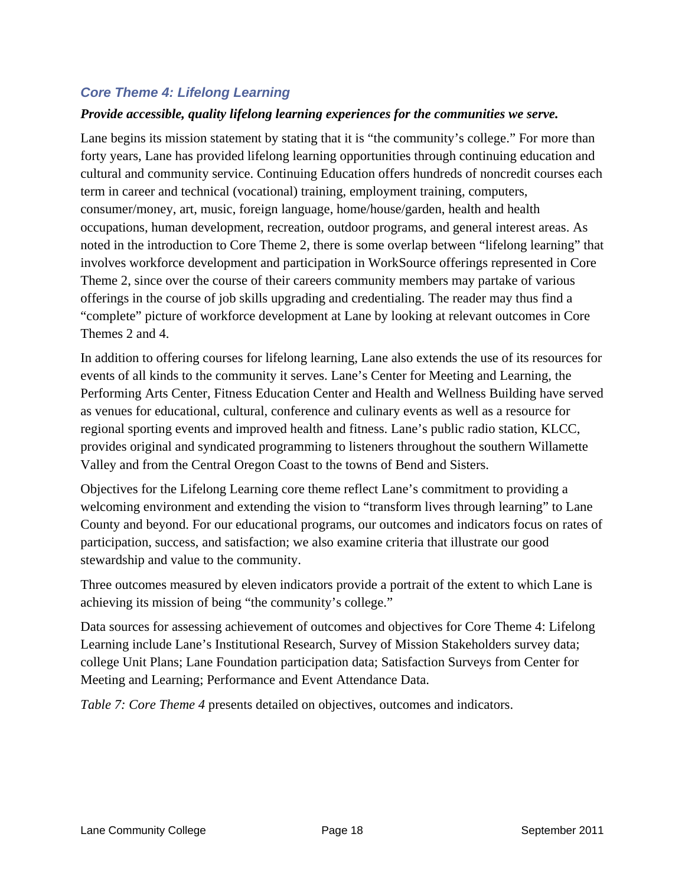### *Core Theme 4: Lifelong Learning*

***Provide accessible, quality lifelong learning experiences for the communities we serve.***

Lane begins its mission statement by stating that it is "the community's college." For more than forty years, Lane has provided lifelong learning opportunities through continuing education and cultural and community service. Continuing Education offers hundreds of noncredit courses each term in career and technical (vocational) training, employment training, computers, consumer/money, art, music, foreign language, home/house/garden, health and health occupations, human development, recreation, outdoor programs, and general interest areas. As noted in the introduction to Core Theme 2, there is some overlap between "lifelong learning" that involves workforce development and participation in WorkSource offerings represented in Core Theme 2, since over the course of their careers community members may partake of various offerings in the course of job skills upgrading and credentialing. The reader may thus find a "complete" picture of workforce development at Lane by looking at relevant outcomes in Core Themes 2 and 4.

In addition to offering courses for lifelong learning, Lane also extends the use of its resources for events of all kinds to the community it serves. Lane's Center for Meeting and Learning, the Performing Arts Center, Fitness Education Center and Health and Wellness Building have served as venues for educational, cultural, conference and culinary events as well as a resource for regional sporting events and improved health and fitness. Lane's public radio station, KLCC, provides original and syndicated programming to listeners throughout the southern Willamette Valley and from the Central Oregon Coast to the towns of Bend and Sisters.

Objectives for the Lifelong Learning core theme reflect Lane's commitment to providing a welcoming environment and extending the vision to "transform lives through learning" to Lane County and beyond. For our educational programs, our outcomes and indicators focus on rates of participation, success, and satisfaction; we also examine criteria that illustrate our good stewardship and value to the community.

Three outcomes measured by eleven indicators provide a portrait of the extent to which Lane is achieving its mission of being "the community's college."

Data sources for assessing achievement of outcomes and objectives for Core Theme 4: Lifelong Learning include Lane's Institutional Research, Survey of Mission Stakeholders survey data; college Unit Plans; Lane Foundation participation data; Satisfaction Surveys from Center for Meeting and Learning; Performance and Event Attendance Data.

*Table 7: Core Theme 4* presents detailed on objectives, outcomes and indicators.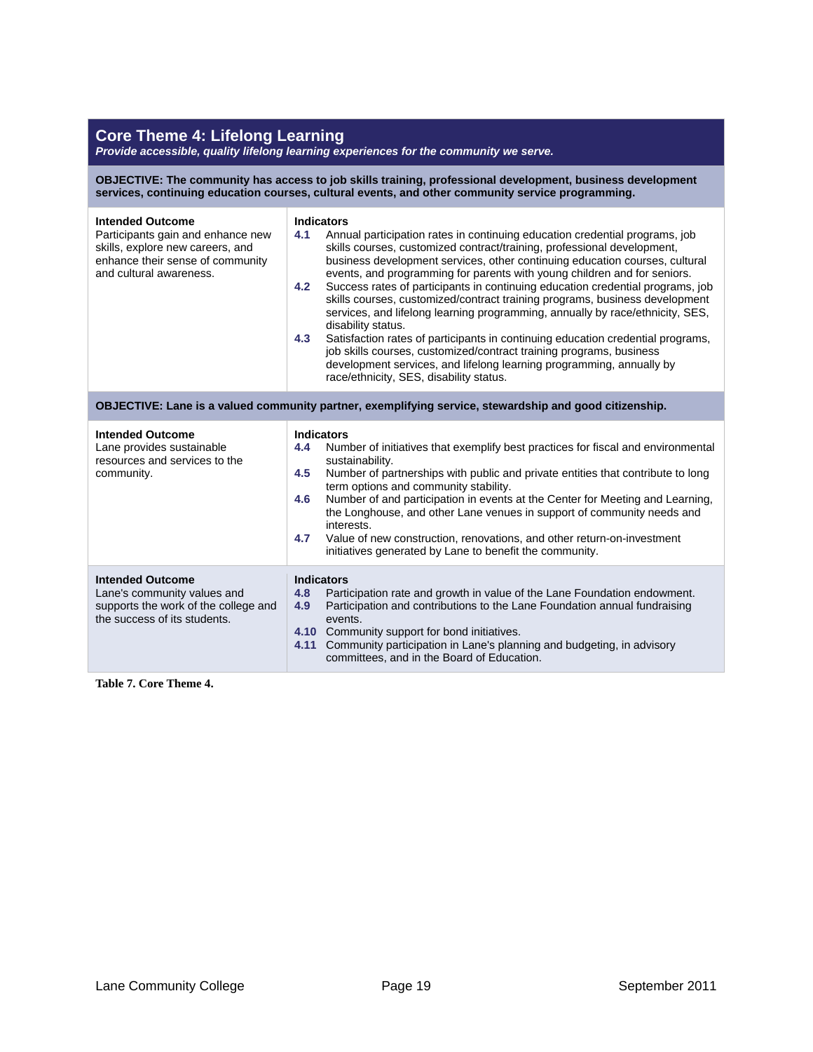## Core Theme 4: Lifelong Learning

***Provide accessible, quality lifelong learning experiences for the community we serve.***

| Intended Outcome | Indicators |
|---|---|
| **OBJECTIVE: The community has access to job skills training, professional development, business development services, continuing education courses, cultural events, and other community service programming.** | |
| **Intended Outcome**<br>Participants gain and enhance new skills, explore new careers, and enhance their sense of community and cultural awareness. | **Indicators**<br>**4.1** Annual participation rates in continuing education credential programs, job skills courses, customized contract/training, professional development, business development services, other continuing education courses, cultural events, and programming for parents with young children and for seniors.<br>**4.2** Success rates of participants in continuing education credential programs, job skills courses, customized/contract training programs, business development services, and lifelong learning programming, annually by race/ethnicity, SES, disability status.<br>**4.3** Satisfaction rates of participants in continuing education credential programs, job skills courses, customized/contract training programs, business development services, and lifelong learning programming, annually by race/ethnicity, SES, disability status. |
| **OBJECTIVE: Lane is a valued community partner, exemplifying service, stewardship and good citizenship.** | |
| **Intended Outcome**<br>Lane provides sustainable resources and services to the community. | **Indicators**<br>**4.4** Number of initiatives that exemplify best practices for fiscal and environmental sustainability.<br>**4.5** Number of partnerships with public and private entities that contribute to long term options and community stability.<br>**4.6** Number of and participation in events at the Center for Meeting and Learning, the Longhouse, and other Lane venues in support of community needs and interests.<br>**4.7** Value of new construction, renovations, and other return-on-investment initiatives generated by Lane to benefit the community. |
| **Intended Outcome**<br>Lane's community values and supports the work of the college and the success of its students. | **Indicators**<br>**4.8** Participation rate and growth in value of the Lane Foundation endowment.<br>**4.9** Participation and contributions to the Lane Foundation annual fundraising events.<br>**4.10** Community support for bond initiatives.<br>**4.11** Community participation in Lane's planning and budgeting, in advisory committees, and in the Board of Education. |

**Table 7. Core Theme 4.**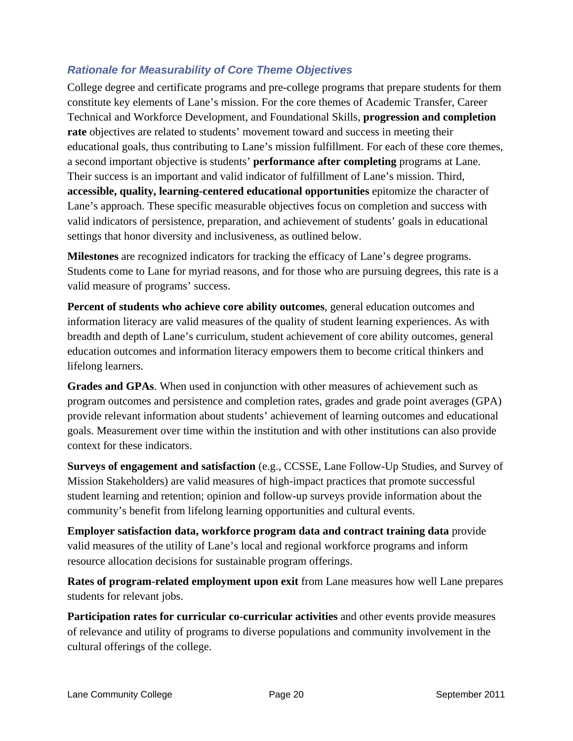### *Rationale for Measurability of Core Theme Objectives*

College degree and certificate programs and pre-college programs that prepare students for them constitute key elements of Lane's mission. For the core themes of Academic Transfer, Career Technical and Workforce Development, and Foundational Skills, **progression and completion rate** objectives are related to students' movement toward and success in meeting their educational goals, thus contributing to Lane's mission fulfillment. For each of these core themes, a second important objective is students' **performance after completing** programs at Lane. Their success is an important and valid indicator of fulfillment of Lane's mission. Third, **accessible, quality, learning-centered educational opportunities** epitomize the character of Lane's approach. These specific measurable objectives focus on completion and success with valid indicators of persistence, preparation, and achievement of students' goals in educational settings that honor diversity and inclusiveness, as outlined below.

**Milestones** are recognized indicators for tracking the efficacy of Lane's degree programs. Students come to Lane for myriad reasons, and for those who are pursuing degrees, this rate is a valid measure of programs' success.

**Percent of students who achieve core ability outcomes**, general education outcomes and information literacy are valid measures of the quality of student learning experiences. As with breadth and depth of Lane's curriculum, student achievement of core ability outcomes, general education outcomes and information literacy empowers them to become critical thinkers and lifelong learners.

**Grades and GPAs**. When used in conjunction with other measures of achievement such as program outcomes and persistence and completion rates, grades and grade point averages (GPA) provide relevant information about students' achievement of learning outcomes and educational goals. Measurement over time within the institution and with other institutions can also provide context for these indicators.

**Surveys of engagement and satisfaction** (e.g., CCSSE, Lane Follow-Up Studies, and Survey of Mission Stakeholders) are valid measures of high-impact practices that promote successful student learning and retention; opinion and follow-up surveys provide information about the community's benefit from lifelong learning opportunities and cultural events.

**Employer satisfaction data, workforce program data and contract training data** provide valid measures of the utility of Lane's local and regional workforce programs and inform resource allocation decisions for sustainable program offerings.

**Rates of program-related employment upon exit** from Lane measures how well Lane prepares students for relevant jobs.

**Participation rates for curricular co-curricular activities** and other events provide measures of relevance and utility of programs to diverse populations and community involvement in the cultural offerings of the college.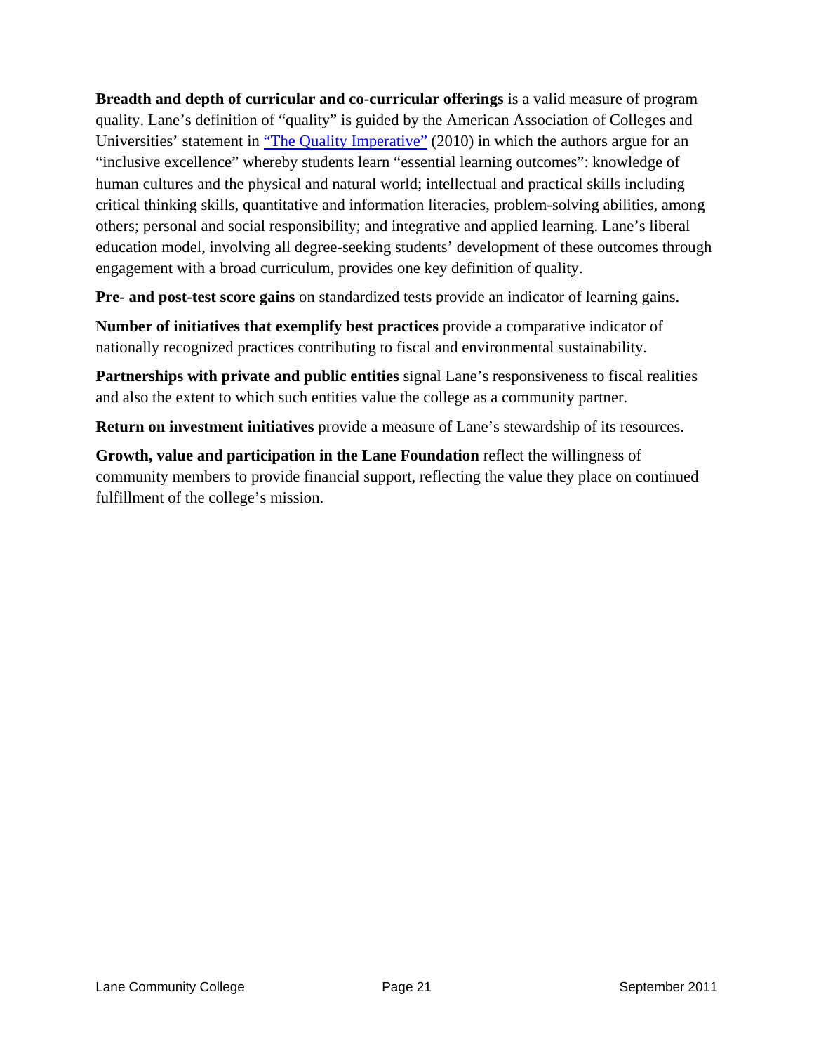**Breadth and depth of curricular and co-curricular offerings** is a valid measure of program quality. Lane's definition of "quality" is guided by the American Association of Colleges and Universities' statement in "The Quality Imperative" (2010) in which the authors argue for an "inclusive excellence" whereby students learn "essential learning outcomes": knowledge of human cultures and the physical and natural world; intellectual and practical skills including critical thinking skills, quantitative and information literacies, problem-solving abilities, among others; personal and social responsibility; and integrative and applied learning. Lane's liberal education model, involving all degree-seeking students' development of these outcomes through engagement with a broad curriculum, provides one key definition of quality.

**Pre- and post-test score gains** on standardized tests provide an indicator of learning gains.

**Number of initiatives that exemplify best practices** provide a comparative indicator of nationally recognized practices contributing to fiscal and environmental sustainability.

**Partnerships with private and public entities** signal Lane's responsiveness to fiscal realities and also the extent to which such entities value the college as a community partner.

**Return on investment initiatives** provide a measure of Lane's stewardship of its resources.

**Growth, value and participation in the Lane Foundation** reflect the willingness of community members to provide financial support, reflecting the value they place on continued fulfillment of the college's mission.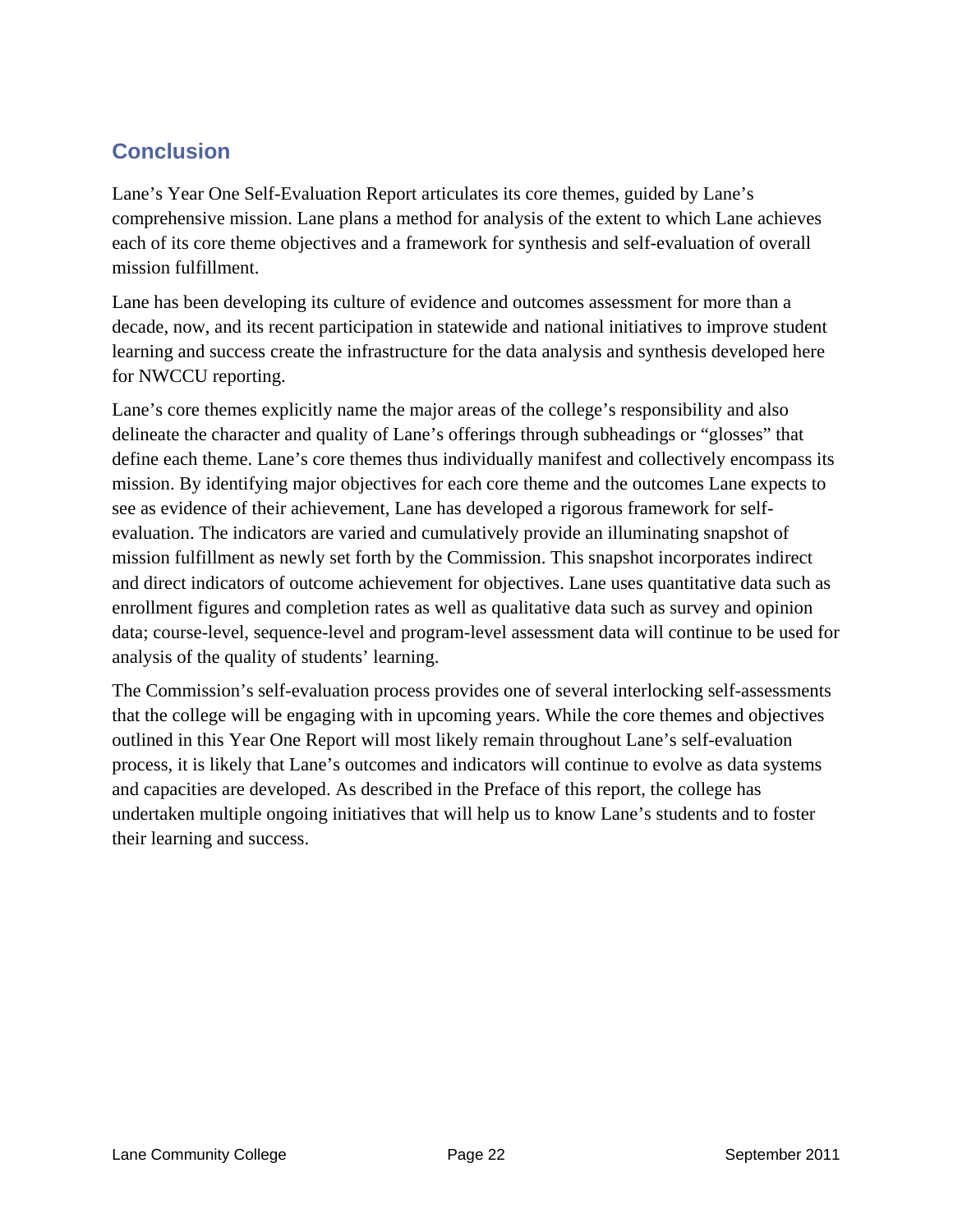## Conclusion

Lane's Year One Self-Evaluation Report articulates its core themes, guided by Lane's comprehensive mission. Lane plans a method for analysis of the extent to which Lane achieves each of its core theme objectives and a framework for synthesis and self-evaluation of overall mission fulfillment.

Lane has been developing its culture of evidence and outcomes assessment for more than a decade, now, and its recent participation in statewide and national initiatives to improve student learning and success create the infrastructure for the data analysis and synthesis developed here for NWCCU reporting.

Lane's core themes explicitly name the major areas of the college's responsibility and also delineate the character and quality of Lane's offerings through subheadings or "glosses" that define each theme. Lane's core themes thus individually manifest and collectively encompass its mission. By identifying major objectives for each core theme and the outcomes Lane expects to see as evidence of their achievement, Lane has developed a rigorous framework for self-evaluation. The indicators are varied and cumulatively provide an illuminating snapshot of mission fulfillment as newly set forth by the Commission. This snapshot incorporates indirect and direct indicators of outcome achievement for objectives. Lane uses quantitative data such as enrollment figures and completion rates as well as qualitative data such as survey and opinion data; course-level, sequence-level and program-level assessment data will continue to be used for analysis of the quality of students' learning.

The Commission's self-evaluation process provides one of several interlocking self-assessments that the college will be engaging with in upcoming years. While the core themes and objectives outlined in this Year One Report will most likely remain throughout Lane's self-evaluation process, it is likely that Lane's outcomes and indicators will continue to evolve as data systems and capacities are developed. As described in the Preface of this report, the college has undertaken multiple ongoing initiatives that will help us to know Lane's students and to foster their learning and success.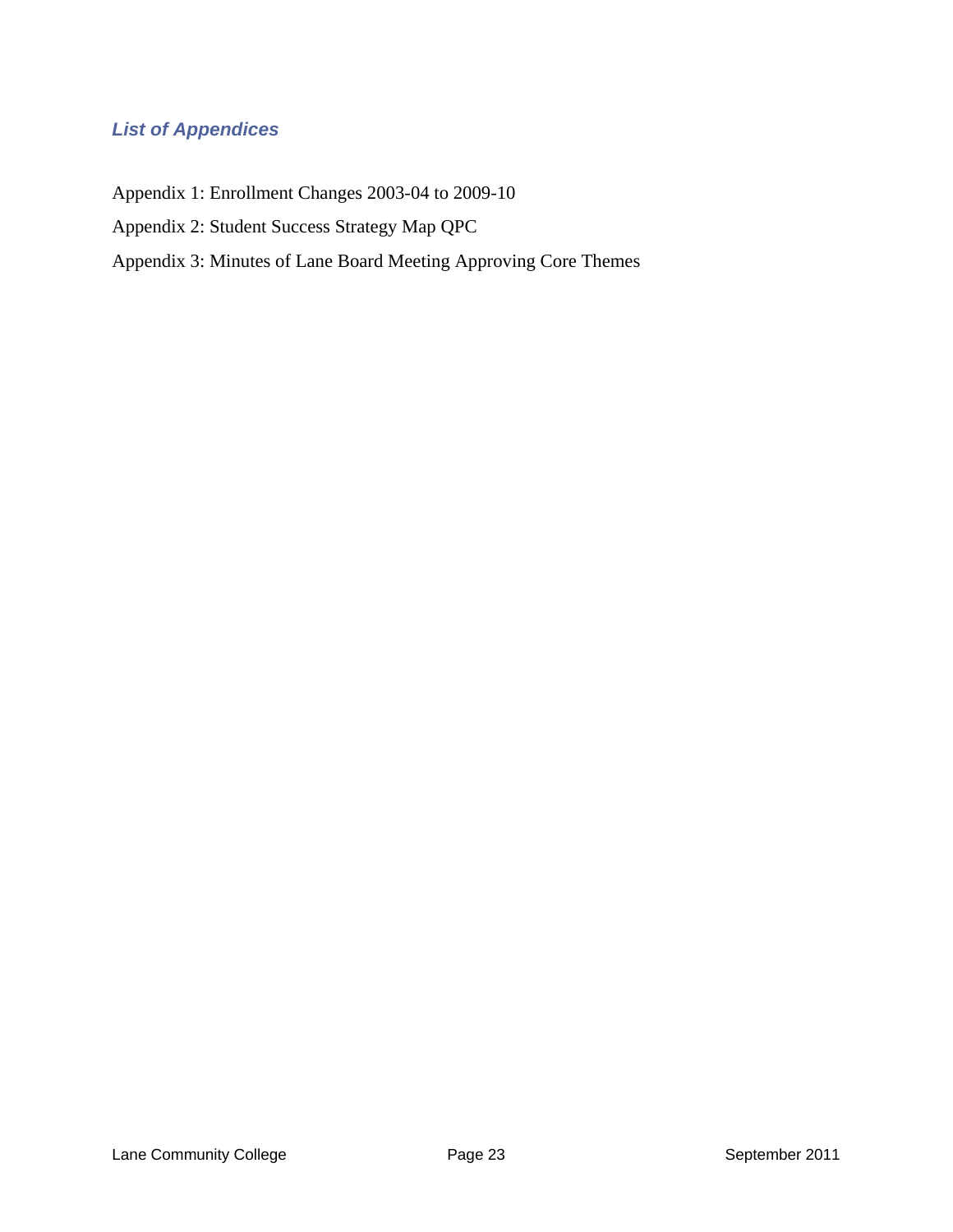### *List of Appendices*

Appendix 1: Enrollment Changes 2003-04 to 2009-10

Appendix 2: Student Success Strategy Map QPC

Appendix 3: Minutes of Lane Board Meeting Approving Core Themes